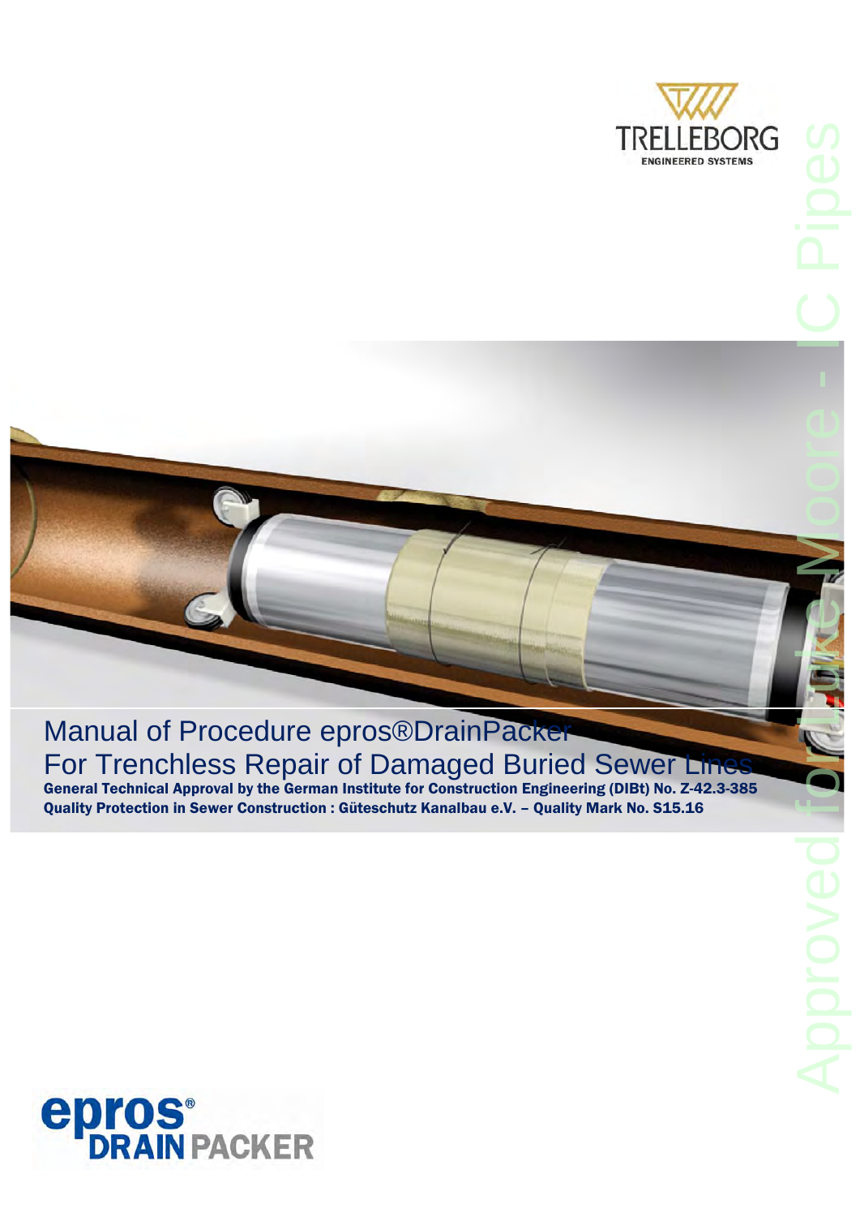TRELLEBORG

ENGINEERED SYSTEMS

Approved for Luke Moore - IC Pipes

# Manual of Procedure epros®DrainPacker

# For Trenchless Repair of Damaged Buried Sewer Lines

**General Technical Approval by the German Institute for Construction Engineering (DIBt) No. Z-42.3-385**

**Quality Protection in Sewer Construction : Güteschutz Kanalbau e.V. – Quality Mark No. S15.16**

epros® DRAIN PACKER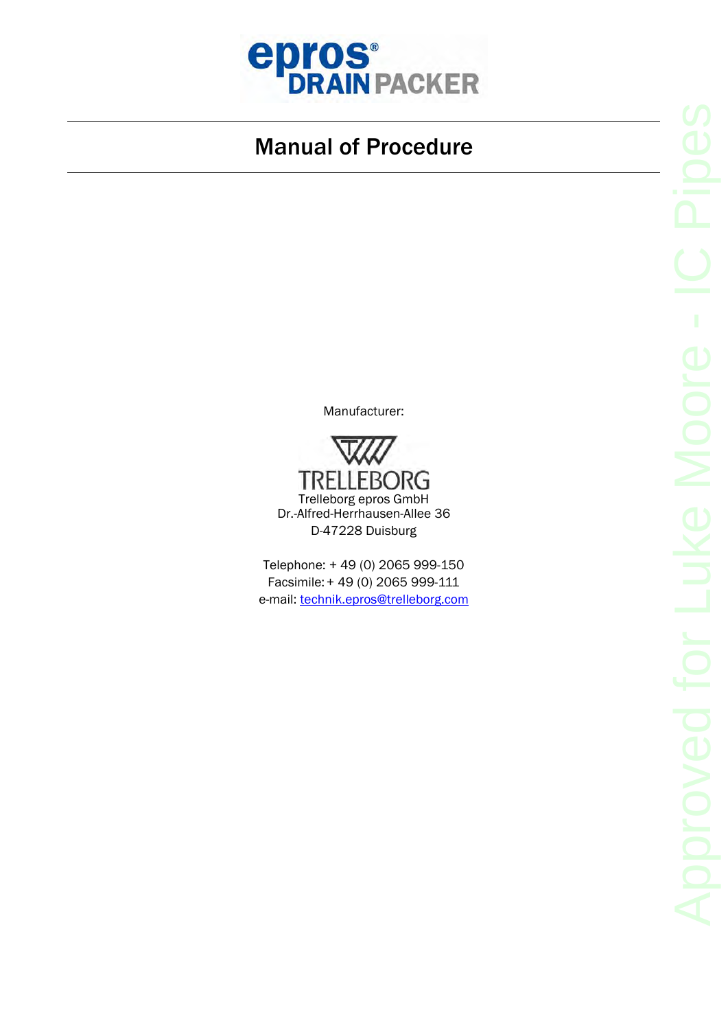**epros® DRAIN PACKER**

# Manual of Procedure

Manufacturer:

TRELLEBORG

Trelleborg epros GmbH
Dr.-Alfred-Herrhausen-Allee 36
D-47228 Duisburg

Telephone: + 49 (0) 2065 999-150
Facsimile: + 49 (0) 2065 999-111
e-mail: technik.epros@trelleborg.com

Approved for Luke Moore - IC Pipes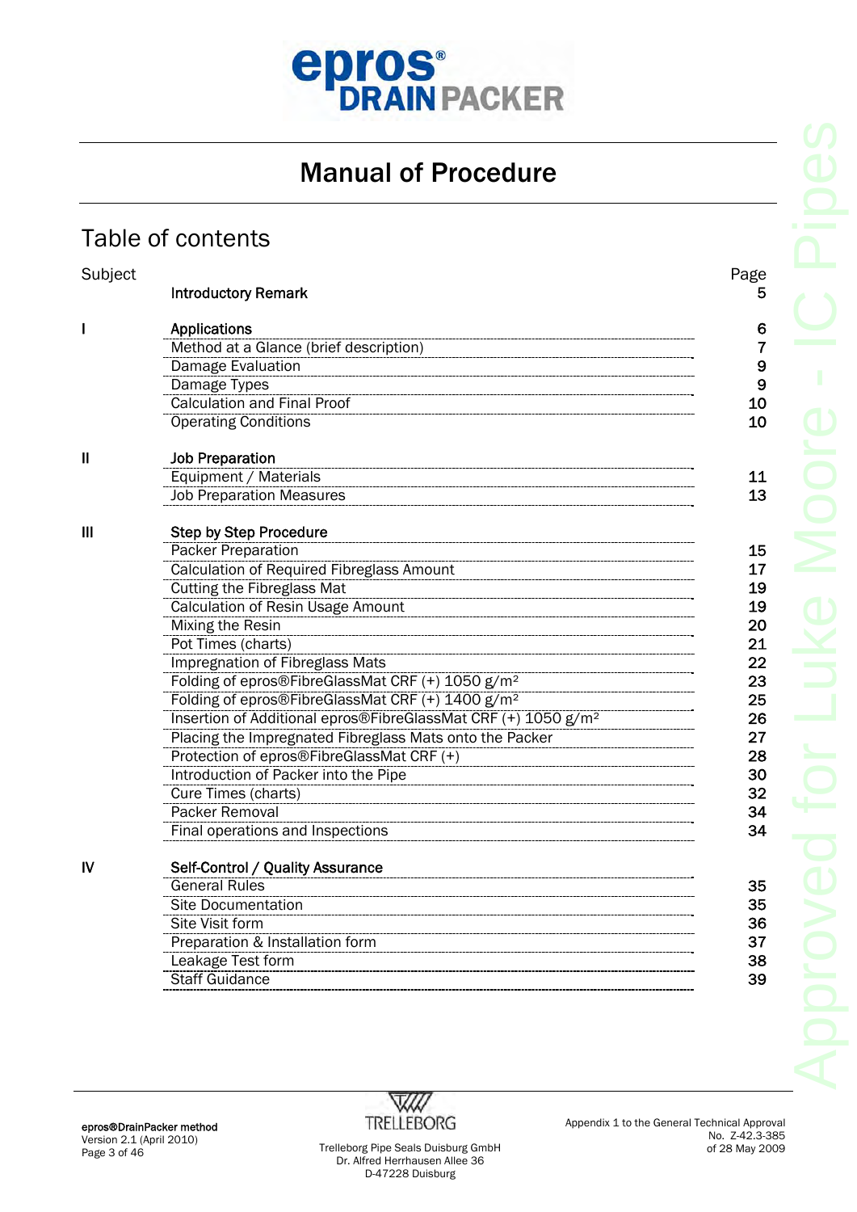**epros® DRAIN PACKER**

# Manual of Procedure

## Table of contents

| Subject | | Page |
|---|---|---|
| | **Introductory Remark** | 5 |
| I | **Applications** | 6 |
| | Method at a Glance (brief description) | 7 |
| | Damage Evaluation | 9 |
| | Damage Types | 9 |
| | Calculation and Final Proof | 10 |
| | Operating Conditions | 10 |
| II | **Job Preparation** | |
| | Equipment / Materials | 11 |
| | Job Preparation Measures | 13 |
| III | **Step by Step Procedure** | |
| | Packer Preparation | 15 |
| | Calculation of Required Fibreglass Amount | 17 |
| | Cutting the Fibreglass Mat | 19 |
| | Calculation of Resin Usage Amount | 19 |
| | Mixing the Resin | 20 |
| | Pot Times (charts) | 21 |
| | Impregnation of Fibreglass Mats | 22 |
| | Folding of epros®FibreGlassMat CRF (+) 1050 g/m² | 23 |
| | Folding of epros®FibreGlassMat CRF (+) 1400 g/m² | 25 |
| | Insertion of Additional epros®FibreGlassMat CRF (+) 1050 g/m² | 26 |
| | Placing the Impregnated Fibreglass Mats onto the Packer | 27 |
| | Protection of epros®FibreGlassMat CRF (+) | 28 |
| | Introduction of Packer into the Pipe | 30 |
| | Cure Times (charts) | 32 |
| | Packer Removal | 34 |
| | Final operations and Inspections | 34 |
| IV | **Self-Control / Quality Assurance** | |
| | General Rules | 35 |
| | Site Documentation | 35 |
| | Site Visit form | 36 |
| | Preparation & Installation form | 37 |
| | Leakage Test form | 38 |
| | Staff Guidance | 39 |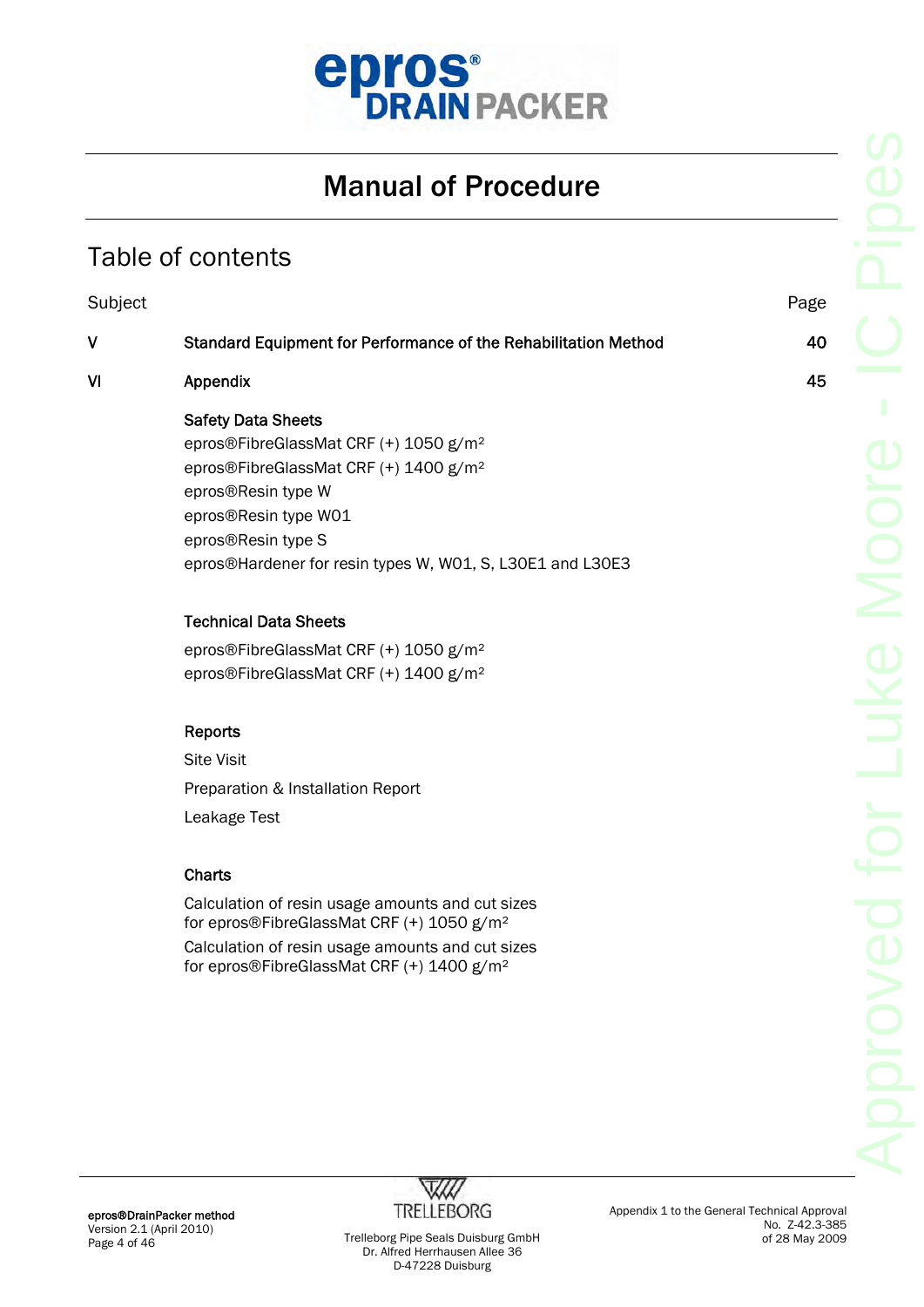# Manual of Procedure

## Table of contents

| Subject | | Page |
|---|---|---|
| V | **Standard Equipment for Performance of the Rehabilitation Method** | **40** |
| VI | **Appendix** | **45** |

**Safety Data Sheets**

epros®FibreGlassMat CRF (+) 1050 g/m²
epros®FibreGlassMat CRF (+) 1400 g/m²
epros®Resin type W
epros®Resin type W01
epros®Resin type S
epros®Hardener for resin types W, W01, S, L30E1 and L30E3

**Technical Data Sheets**

epros®FibreGlassMat CRF (+) 1050 g/m²
epros®FibreGlassMat CRF (+) 1400 g/m²

**Reports**

Site Visit

Preparation & Installation Report

Leakage Test

**Charts**

Calculation of resin usage amounts and cut sizes for epros®FibreGlassMat CRF (+) 1050 g/m²

Calculation of resin usage amounts and cut sizes for epros®FibreGlassMat CRF (+) 1400 g/m²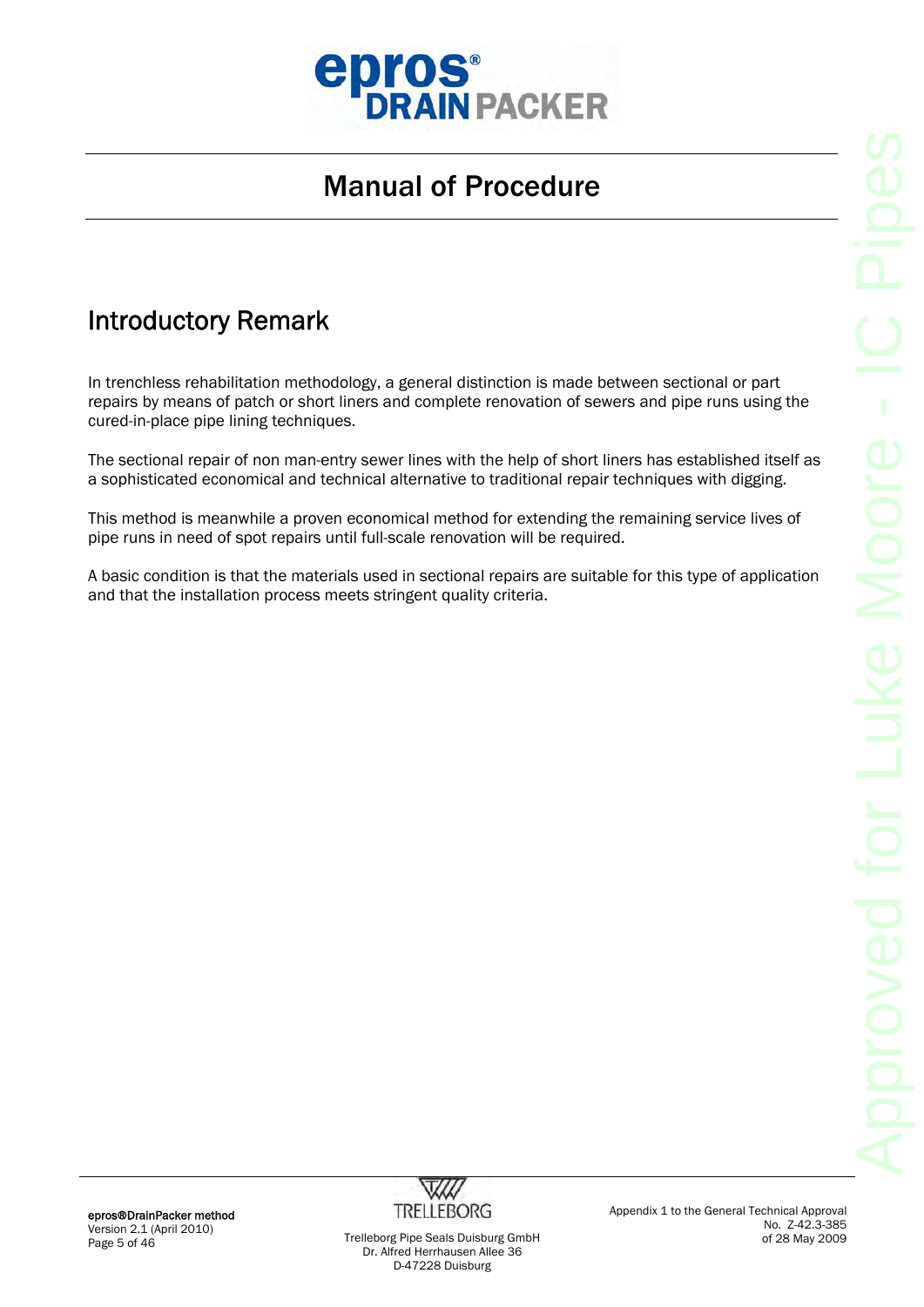# Manual of Procedure

## Introductory Remark

In trenchless rehabilitation methodology, a general distinction is made between sectional or part repairs by means of patch or short liners and complete renovation of sewers and pipe runs using the cured-in-place pipe lining techniques.

The sectional repair of non man-entry sewer lines with the help of short liners has established itself as a sophisticated economical and technical alternative to traditional repair techniques with digging.

This method is meanwhile a proven economical method for extending the remaining service lives of pipe runs in need of spot repairs until full-scale renovation will be required.

A basic condition is that the materials used in sectional repairs are suitable for this type of application and that the installation process meets stringent quality criteria.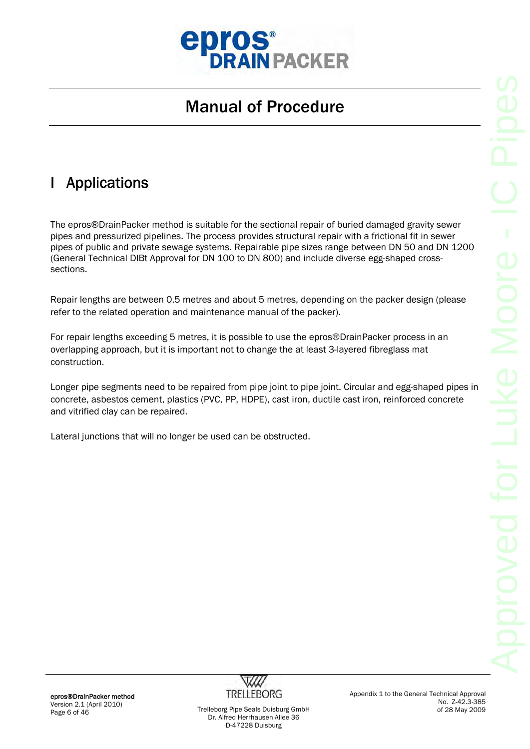# Manual of Procedure

## I Applications

The epros®DrainPacker method is suitable for the sectional repair of buried damaged gravity sewer pipes and pressurized pipelines. The process provides structural repair with a frictional fit in sewer pipes of public and private sewage systems. Repairable pipe sizes range between DN 50 and DN 1200 (General Technical DIBt Approval for DN 100 to DN 800) and include diverse egg-shaped cross-sections.

Repair lengths are between 0.5 metres and about 5 metres, depending on the packer design (please refer to the related operation and maintenance manual of the packer).

For repair lengths exceeding 5 metres, it is possible to use the epros®DrainPacker process in an overlapping approach, but it is important not to change the at least 3-layered fibreglass mat construction.

Longer pipe segments need to be repaired from pipe joint to pipe joint. Circular and egg-shaped pipes in concrete, asbestos cement, plastics (PVC, PP, HDPE), cast iron, ductile cast iron, reinforced concrete and vitrified clay can be repaired.

Lateral junctions that will no longer be used can be obstructed.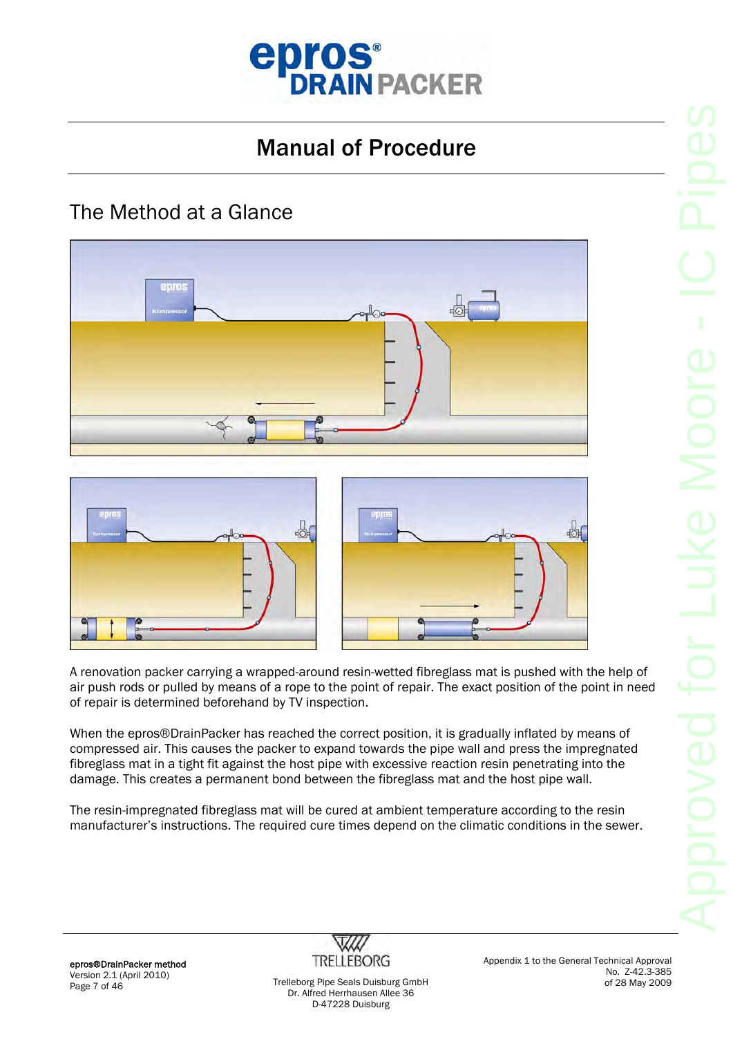# Manual of Procedure

## The Method at a Glance

A renovation packer carrying a wrapped-around resin-wetted fibreglass mat is pushed with the help of air push rods or pulled by means of a rope to the point of repair. The exact position of the point in need of repair is determined beforehand by TV inspection.

When the epros®DrainPacker has reached the correct position, it is gradually inflated by means of compressed air. This causes the packer to expand towards the pipe wall and press the impregnated fibreglass mat in a tight fit against the host pipe with excessive reaction resin penetrating into the damage. This creates a permanent bond between the fibreglass mat and the host pipe wall.

The resin-impregnated fibreglass mat will be cured at ambient temperature according to the resin manufacturer's instructions. The required cure times depend on the climatic conditions in the sewer.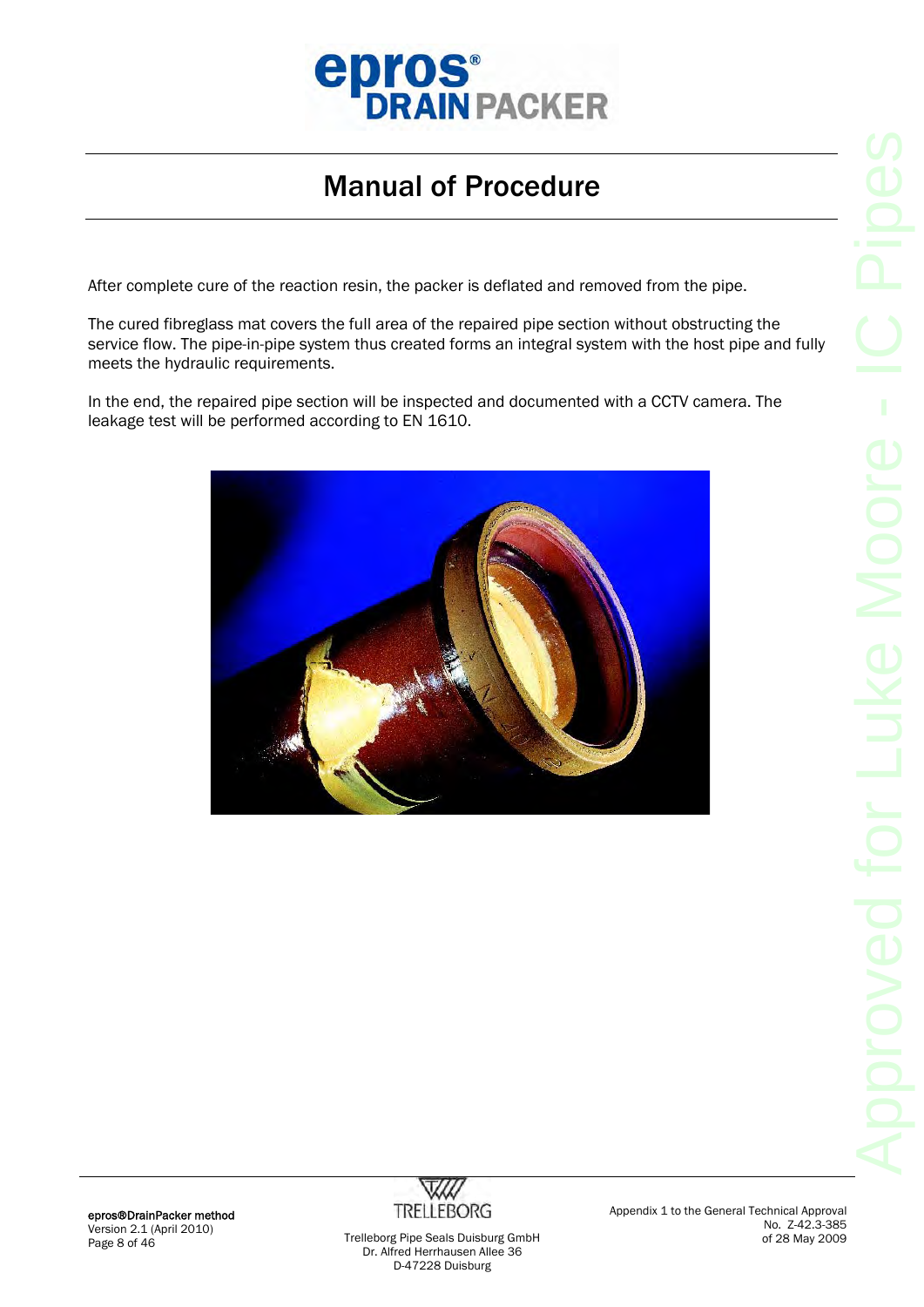# Manual of Procedure

After complete cure of the reaction resin, the packer is deflated and removed from the pipe.

The cured fibreglass mat covers the full area of the repaired pipe section without obstructing the service flow. The pipe-in-pipe system thus created forms an integral system with the host pipe and fully meets the hydraulic requirements.

In the end, the repaired pipe section will be inspected and documented with a CCTV camera. The leakage test will be performed according to EN 1610.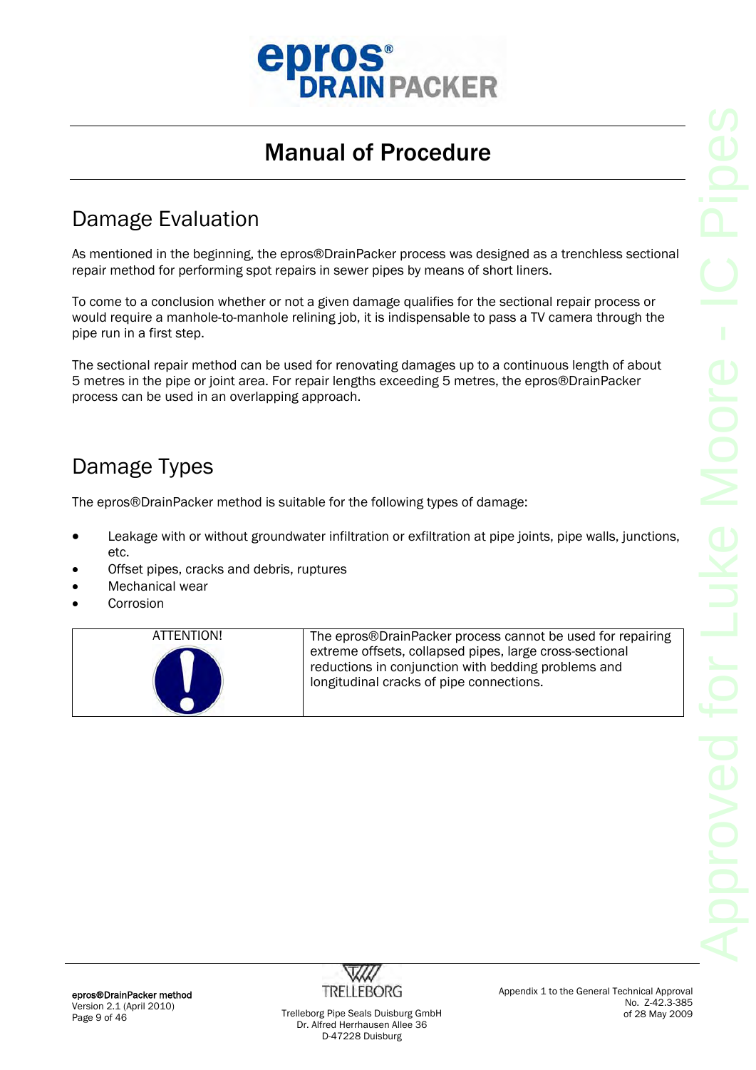# Manual of Procedure

## Damage Evaluation

As mentioned in the beginning, the epros®DrainPacker process was designed as a trenchless sectional repair method for performing spot repairs in sewer pipes by means of short liners.

To come to a conclusion whether or not a given damage qualifies for the sectional repair process or would require a manhole-to-manhole relining job, it is indispensable to pass a TV camera through the pipe run in a first step.

The sectional repair method can be used for renovating damages up to a continuous length of about 5 metres in the pipe or joint area. For repair lengths exceeding 5 metres, the epros®DrainPacker process can be used in an overlapping approach.

## Damage Types

The epros®DrainPacker method is suitable for the following types of damage:

- Leakage with or without groundwater infiltration or exfiltration at pipe joints, pipe walls, junctions, etc.
- Offset pipes, cracks and debris, ruptures
- Mechanical wear
- Corrosion

| ATTENTION! | The epros®DrainPacker process cannot be used for repairing extreme offsets, collapsed pipes, large cross-sectional reductions in conjunction with bedding problems and longitudinal cracks of pipe connections. |
|---|---|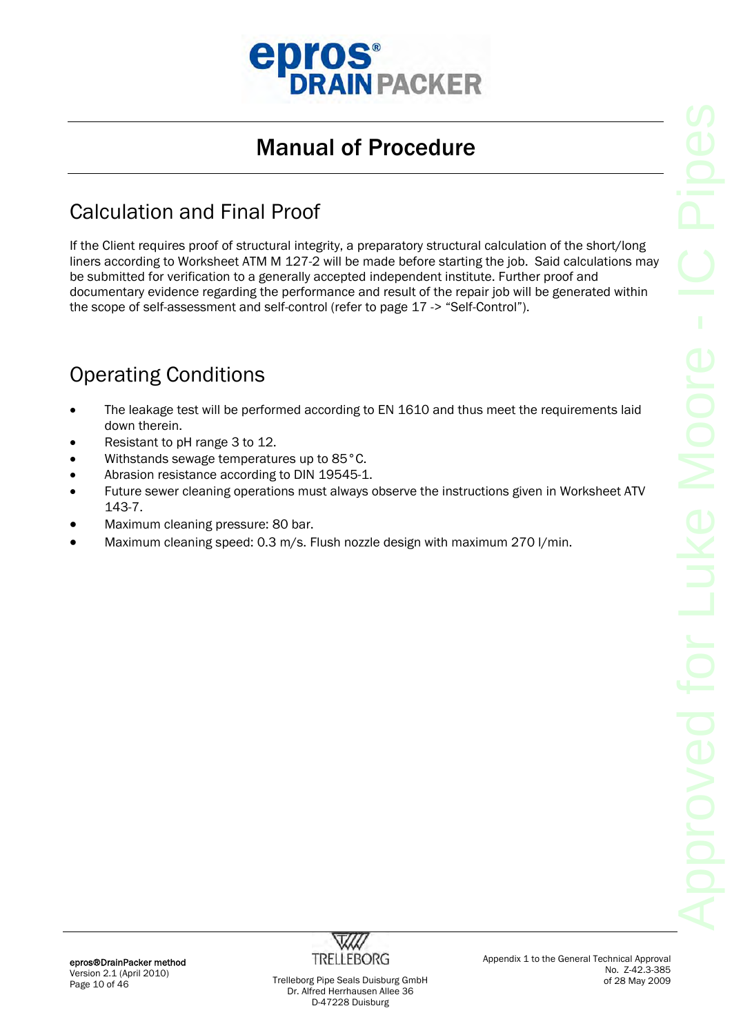# Manual of Procedure

## Calculation and Final Proof

If the Client requires proof of structural integrity, a preparatory structural calculation of the short/long liners according to Worksheet ATM M 127-2 will be made before starting the job. Said calculations may be submitted for verification to a generally accepted independent institute. Further proof and documentary evidence regarding the performance and result of the repair job will be generated within the scope of self-assessment and self-control (refer to page 17 -> "Self-Control").

## Operating Conditions

- The leakage test will be performed according to EN 1610 and thus meet the requirements laid down therein.
- Resistant to pH range 3 to 12.
- Withstands sewage temperatures up to 85°C.
- Abrasion resistance according to DIN 19545-1.
- Future sewer cleaning operations must always observe the instructions given in Worksheet ATV 143-7.
- Maximum cleaning pressure: 80 bar.
- Maximum cleaning speed: 0.3 m/s. Flush nozzle design with maximum 270 l/min.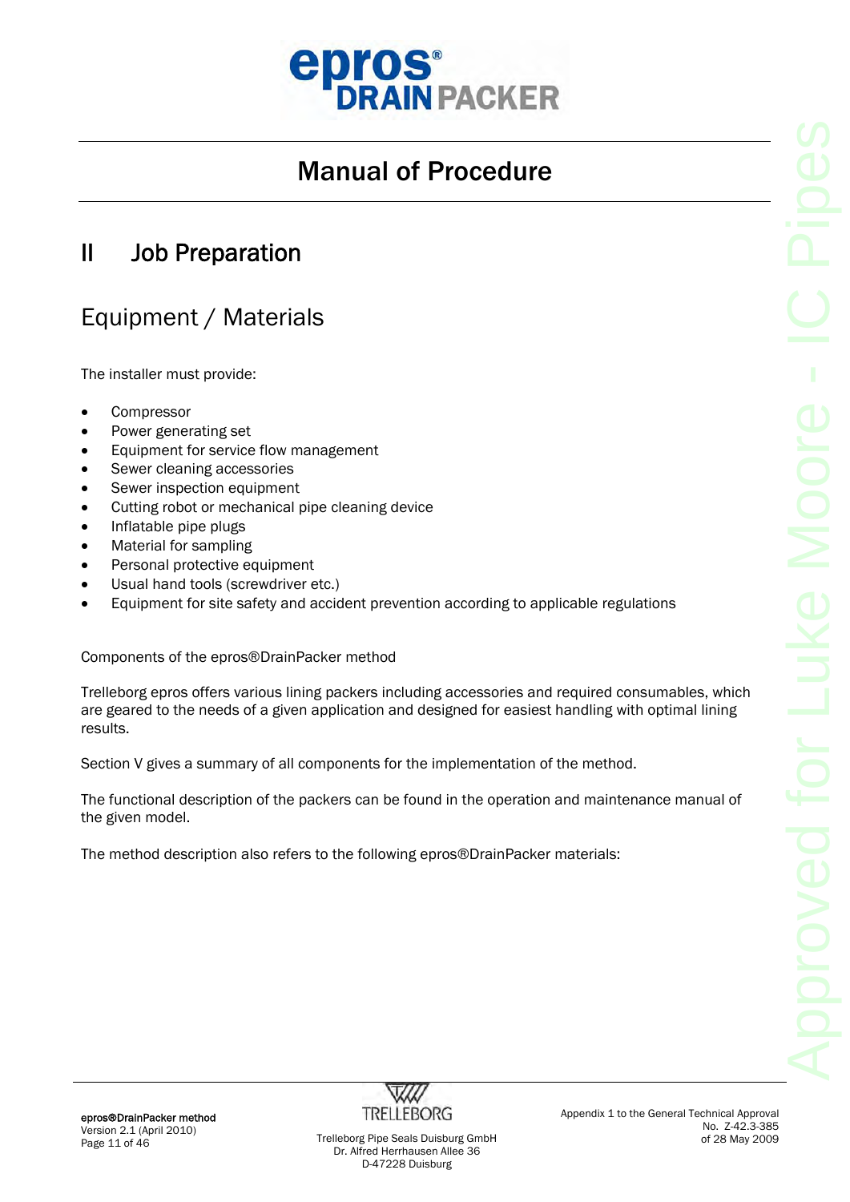# Manual of Procedure

## II Job Preparation

### Equipment / Materials

The installer must provide:

- Compressor
- Power generating set
- Equipment for service flow management
- Sewer cleaning accessories
- Sewer inspection equipment
- Cutting robot or mechanical pipe cleaning device
- Inflatable pipe plugs
- Material for sampling
- Personal protective equipment
- Usual hand tools (screwdriver etc.)
- Equipment for site safety and accident prevention according to applicable regulations

Components of the epros®DrainPacker method

Trelleborg epros offers various lining packers including accessories and required consumables, which are geared to the needs of a given application and designed for easiest handling with optimal lining results.

Section V gives a summary of all components for the implementation of the method.

The functional description of the packers can be found in the operation and maintenance manual of the given model.

The method description also refers to the following epros®DrainPacker materials: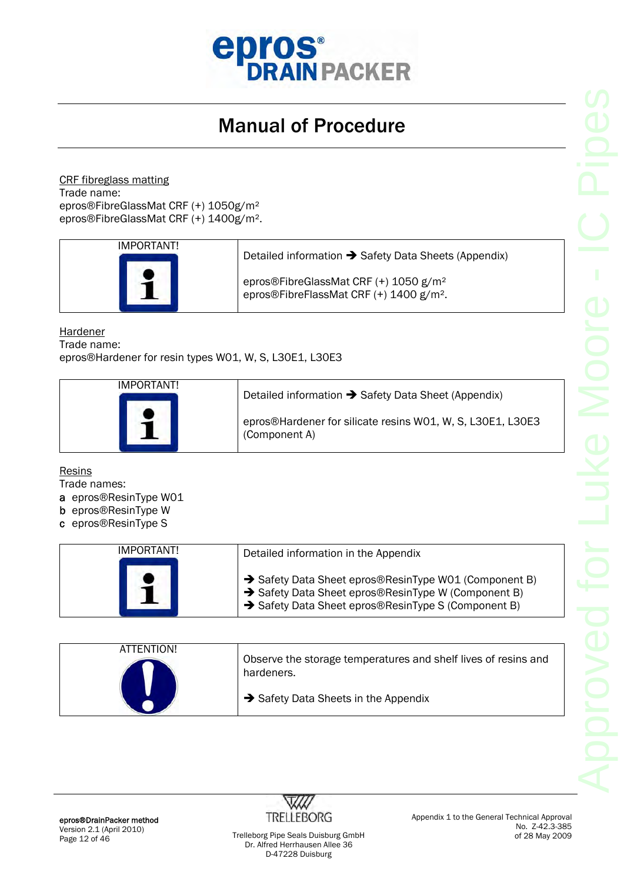# Manual of Procedure

CRF fibreglass matting
Trade name:
epros®FibreGlassMat CRF (+) 1050g/m²
epros®FibreGlassMat CRF (+) 1400g/m².

| IMPORTANT! | Detailed information ➔ Safety Data Sheets (Appendix)<br><br>epros®FibreGlassMat CRF (+) 1050 g/m²<br>epros®FibreFlassMat CRF (+) 1400 g/m². |
|---|---|

Hardener
Trade name:
epros®Hardener for resin types W01, W, S, L30E1, L30E3

| IMPORTANT! | Detailed information ➔ Safety Data Sheet (Appendix)<br><br>epros®Hardener for silicate resins W01, W, S, L30E1, L30E3 (Component A) |
|---|---|

Resins
Trade names:
**a** epros®ResinType W01
**b** epros®ResinType W
**c** epros®ResinType S

| IMPORTANT! | Detailed information in the Appendix<br><br>➔ Safety Data Sheet epros®ResinType W01 (Component B)<br>➔ Safety Data Sheet epros®ResinType W (Component B)<br>➔ Safety Data Sheet epros®ResinType S (Component B) |
|---|---|

| ATTENTION! | Observe the storage temperatures and shelf lives of resins and hardeners.<br><br>➔ Safety Data Sheets in the Appendix |
|---|---|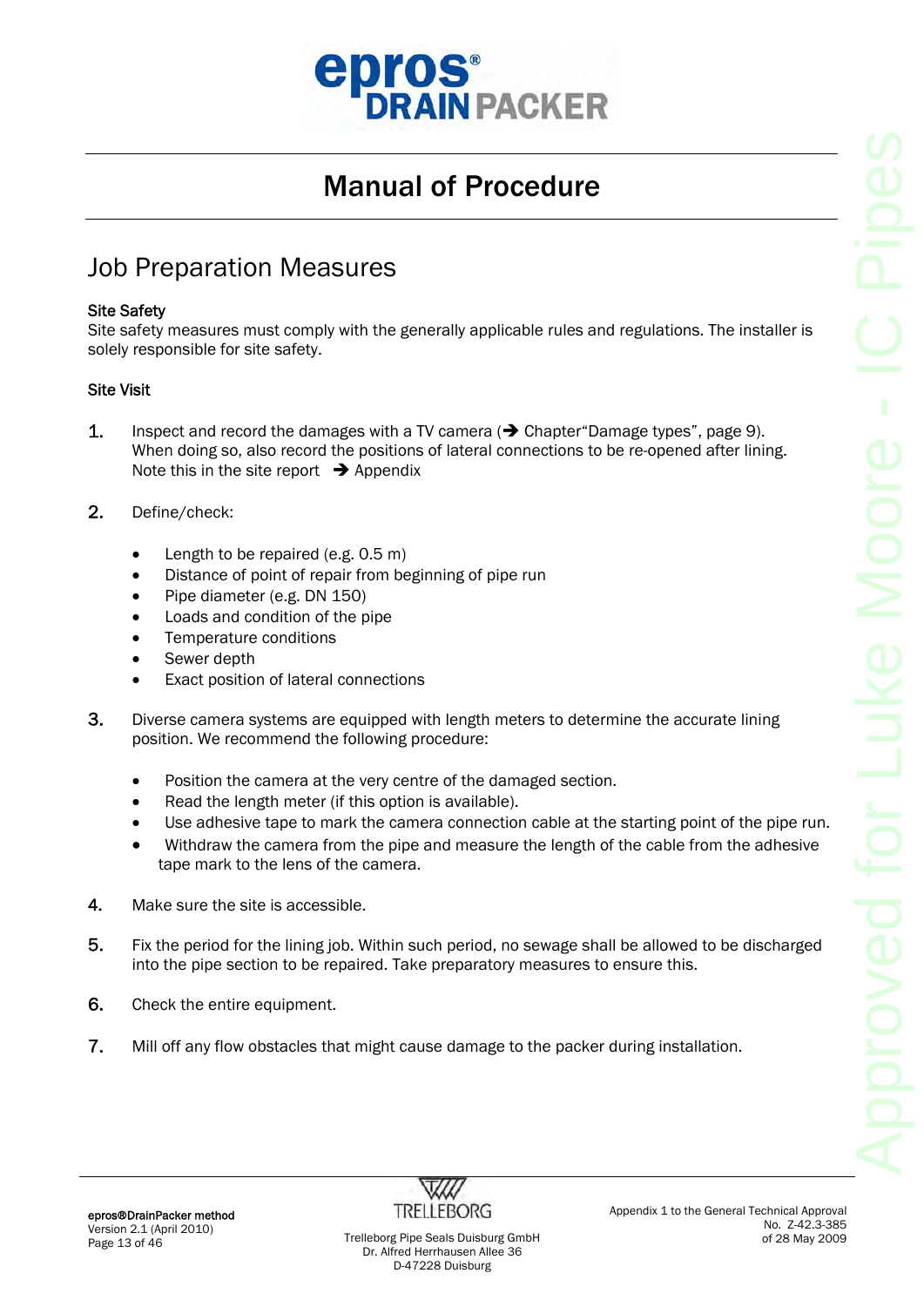# Manual of Procedure

## Job Preparation Measures

### Site Safety

Site safety measures must comply with the generally applicable rules and regulations. The installer is solely responsible for site safety.

### Site Visit

1. Inspect and record the damages with a TV camera (➔ Chapter"Damage types", page 9). When doing so, also record the positions of lateral connections to be re-opened after lining. Note this in the site report ➔ Appendix

2. Define/check:

   - Length to be repaired (e.g. 0.5 m)
   - Distance of point of repair from beginning of pipe run
   - Pipe diameter (e.g. DN 150)
   - Loads and condition of the pipe
   - Temperature conditions
   - Sewer depth
   - Exact position of lateral connections

3. Diverse camera systems are equipped with length meters to determine the accurate lining position. We recommend the following procedure:

   - Position the camera at the very centre of the damaged section.
   - Read the length meter (if this option is available).
   - Use adhesive tape to mark the camera connection cable at the starting point of the pipe run.
   - Withdraw the camera from the pipe and measure the length of the cable from the adhesive tape mark to the lens of the camera.

4. Make sure the site is accessible.

5. Fix the period for the lining job. Within such period, no sewage shall be allowed to be discharged into the pipe section to be repaired. Take preparatory measures to ensure this.

6. Check the entire equipment.

7. Mill off any flow obstacles that might cause damage to the packer during installation.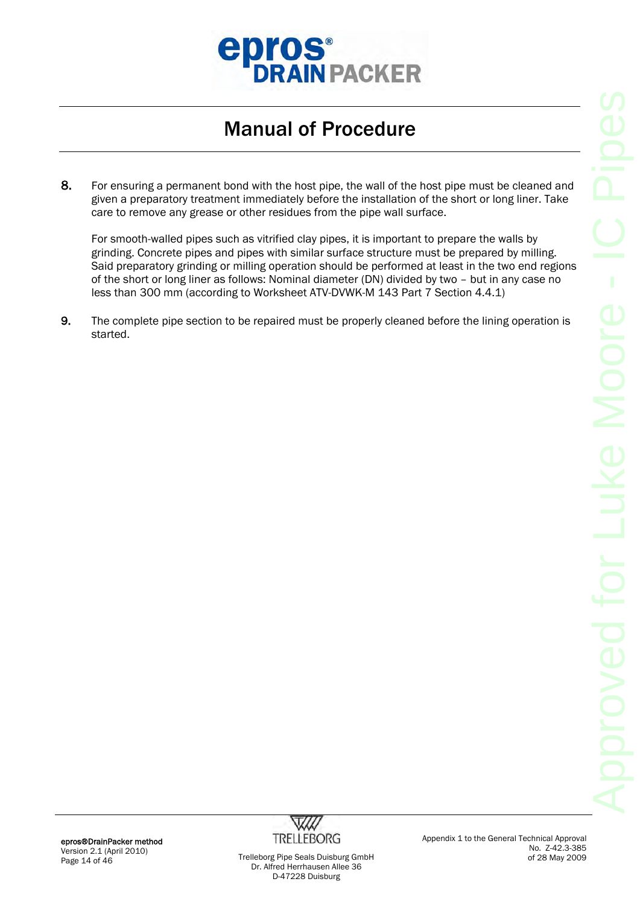# Manual of Procedure

8. For ensuring a permanent bond with the host pipe, the wall of the host pipe must be cleaned and given a preparatory treatment immediately before the installation of the short or long liner. Take care to remove any grease or other residues from the pipe wall surface.

   For smooth-walled pipes such as vitrified clay pipes, it is important to prepare the walls by grinding. Concrete pipes and pipes with similar surface structure must be prepared by milling. Said preparatory grinding or milling operation should be performed at least in the two end regions of the short or long liner as follows: Nominal diameter (DN) divided by two – but in any case no less than 300 mm (according to Worksheet ATV-DVWK-M 143 Part 7 Section 4.4.1)

9. The complete pipe section to be repaired must be properly cleaned before the lining operation is started.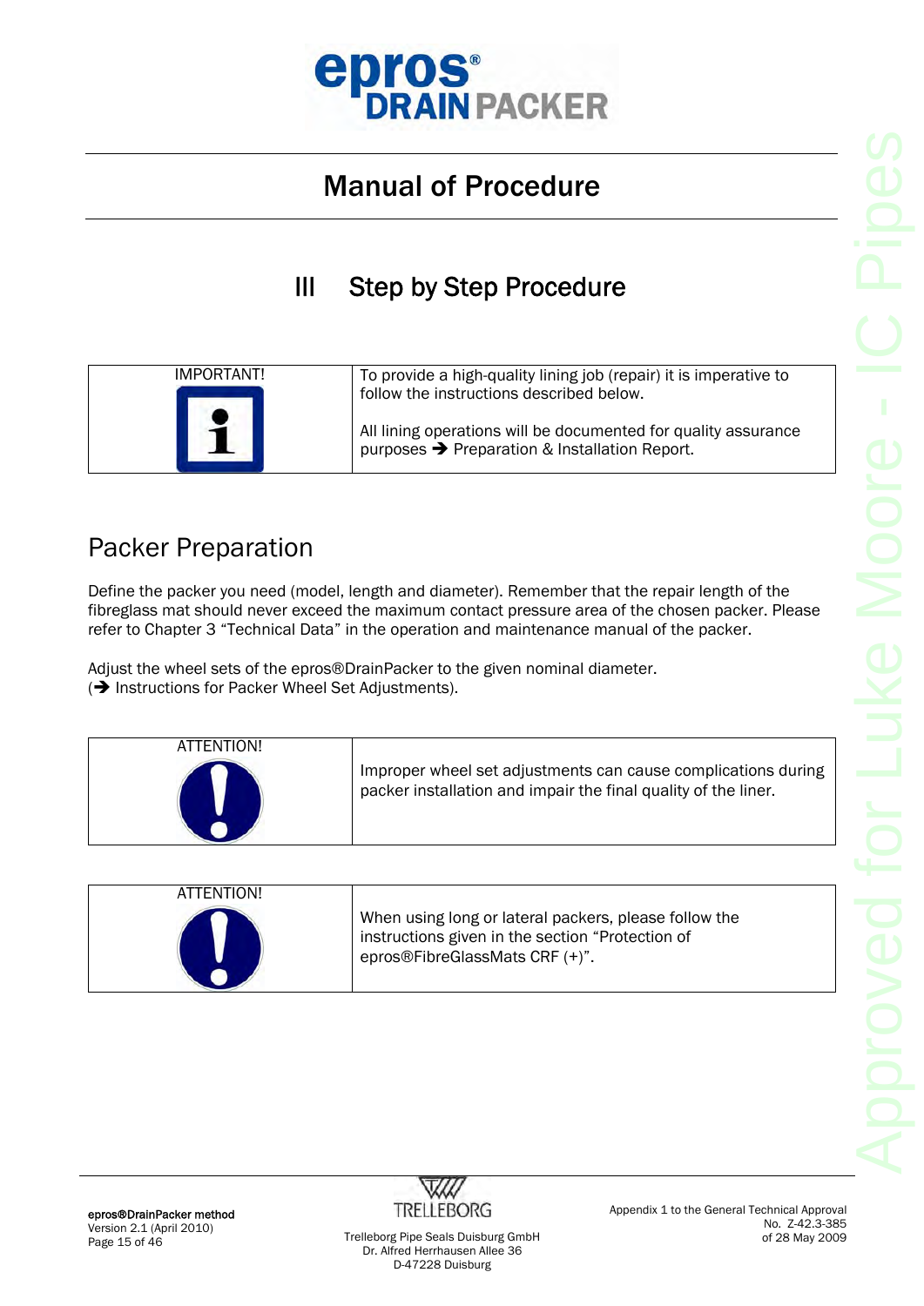# Manual of Procedure

## III Step by Step Procedure

| IMPORTANT! | To provide a high-quality lining job (repair) it is imperative to follow the instructions described below.<br><br>All lining operations will be documented for quality assurance purposes ➔ Preparation & Installation Report. |
|---|---|

### Packer Preparation

Define the packer you need (model, length and diameter). Remember that the repair length of the fibreglass mat should never exceed the maximum contact pressure area of the chosen packer. Please refer to Chapter 3 "Technical Data" in the operation and maintenance manual of the packer.

Adjust the wheel sets of the epros®DrainPacker to the given nominal diameter.
(➔ Instructions for Packer Wheel Set Adjustments).

| ATTENTION! | Improper wheel set adjustments can cause complications during packer installation and impair the final quality of the liner. |
|---|---|

| ATTENTION! | When using long or lateral packers, please follow the instructions given in the section "Protection of epros®FibreGlassMats CRF (+)". |
|---|---|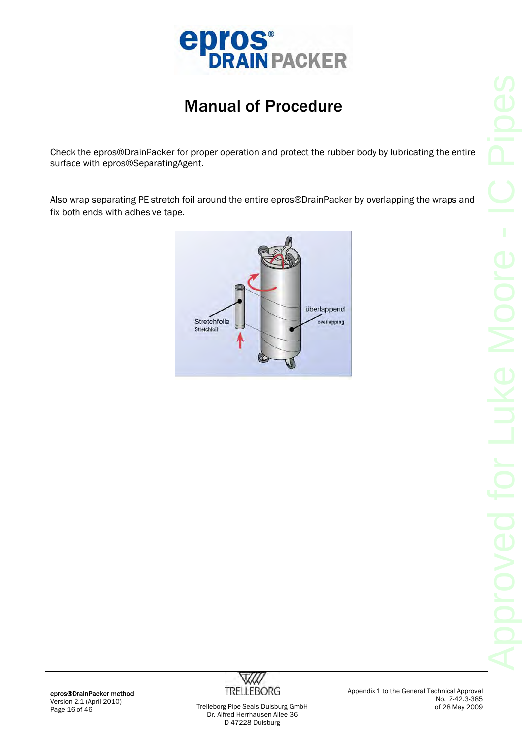# Manual of Procedure

Check the epros®DrainPacker for proper operation and protect the rubber body by lubricating the entire surface with epros®SeparatingAgent.

Also wrap separating PE stretch foil around the entire epros®DrainPacker by overlapping the wraps and fix both ends with adhesive tape.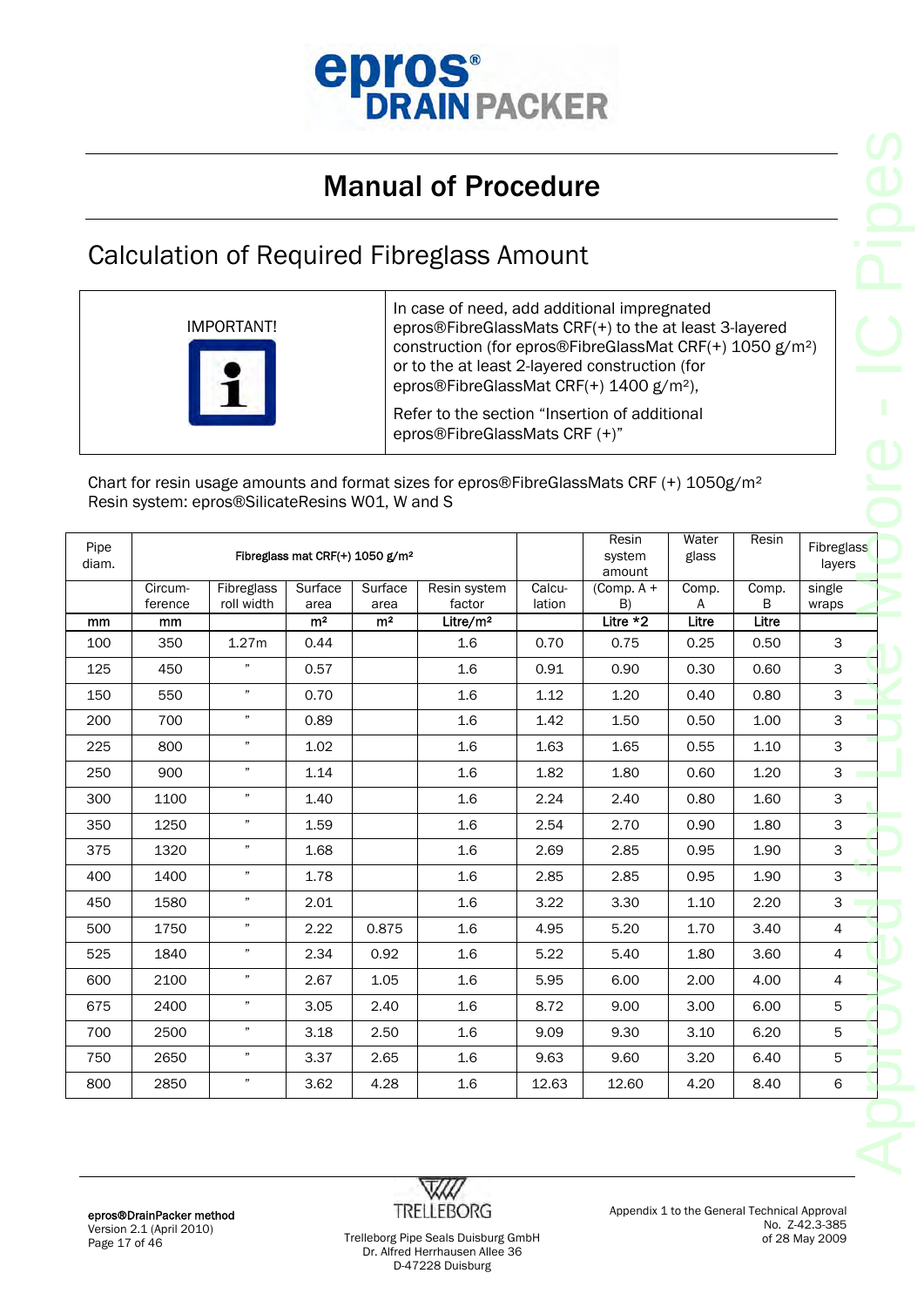# Manual of Procedure

## Calculation of Required Fibreglass Amount

| IMPORTANT! | In case of need, add additional impregnated epros®FibreGlassMats CRF(+) to the at least 3-layered construction (for epros®FibreGlassMat CRF(+) 1050 g/m²) or to the at least 2-layered construction (for epros®FibreGlassMat CRF(+) 1400 g/m²),<br><br>Refer to the section "Insertion of additional epros®FibreGlassMats CRF (+)" |
|---|---|

Chart for resin usage amounts and format sizes for epros®FibreGlassMats CRF (+) 1050g/m²
Resin system: epros®SilicateResins W01, W and S

| Pipe diam. | Fibreglass mat CRF(+) 1050 g/m² | | | | | | Resin system amount | Water glass | Resin | Fibreglass layers |
|---|---|---|---|---|---|---|---|---|---|---|
| | Circum-ference | Fibreglass roll width | Surface area | Surface area | Resin system factor | Calcu-lation | (Comp. A + B) | Comp. A | Comp. B | single wraps |
| mm | mm | | m² | m² | Litre/m² | | Litre *2 | Litre | Litre | |
| 100 | 350 | 1.27m | 0.44 | | 1.6 | 0.70 | 0.75 | 0.25 | 0.50 | 3 |
| 125 | 450 | " | 0.57 | | 1.6 | 0.91 | 0.90 | 0.30 | 0.60 | 3 |
| 150 | 550 | " | 0.70 | | 1.6 | 1.12 | 1.20 | 0.40 | 0.80 | 3 |
| 200 | 700 | " | 0.89 | | 1.6 | 1.42 | 1.50 | 0.50 | 1.00 | 3 |
| 225 | 800 | " | 1.02 | | 1.6 | 1.63 | 1.65 | 0.55 | 1.10 | 3 |
| 250 | 900 | " | 1.14 | | 1.6 | 1.82 | 1.80 | 0.60 | 1.20 | 3 |
| 300 | 1100 | " | 1.40 | | 1.6 | 2.24 | 2.40 | 0.80 | 1.60 | 3 |
| 350 | 1250 | " | 1.59 | | 1.6 | 2.54 | 2.70 | 0.90 | 1.80 | 3 |
| 375 | 1320 | " | 1.68 | | 1.6 | 2.69 | 2.85 | 0.95 | 1.90 | 3 |
| 400 | 1400 | " | 1.78 | | 1.6 | 2.85 | 2.85 | 0.95 | 1.90 | 3 |
| 450 | 1580 | " | 2.01 | | 1.6 | 3.22 | 3.30 | 1.10 | 2.20 | 3 |
| 500 | 1750 | " | 2.22 | 0.875 | 1.6 | 4.95 | 5.20 | 1.70 | 3.40 | 4 |
| 525 | 1840 | " | 2.34 | 0.92 | 1.6 | 5.22 | 5.40 | 1.80 | 3.60 | 4 |
| 600 | 2100 | " | 2.67 | 1.05 | 1.6 | 5.95 | 6.00 | 2.00 | 4.00 | 4 |
| 675 | 2400 | " | 3.05 | 2.40 | 1.6 | 8.72 | 9.00 | 3.00 | 6.00 | 5 |
| 700 | 2500 | " | 3.18 | 2.50 | 1.6 | 9.09 | 9.30 | 3.10 | 6.20 | 5 |
| 750 | 2650 | " | 3.37 | 2.65 | 1.6 | 9.63 | 9.60 | 3.20 | 6.40 | 5 |
| 800 | 2850 | " | 3.62 | 4.28 | 1.6 | 12.63 | 12.60 | 4.20 | 8.40 | 6 |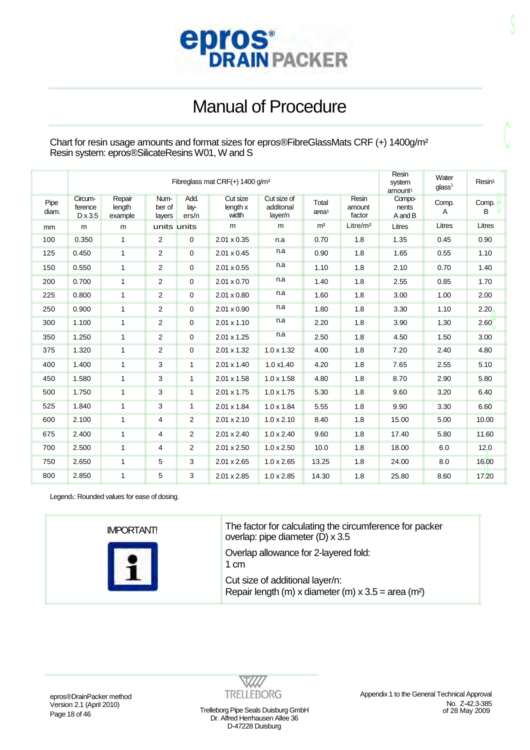# epros® DRAIN PACKER

# Manual of Procedure

Chart for resin usage amounts and format sizes for epros®FibreGlassMats CRF (+) 1400g/m²
Resin system: epros®SilicateResins W01, W and S

| | Fibreglass mat CRF(+) 1400 g/m² | | | | | | | | Resin system amount[1] | Water glass[1] | Resin[1] |
|---|---|---|---|---|---|---|---|---|---|---|---|
| Pipe diam. | Circum-ference D x 3.5 | Repair length example | Num-ber of layers | Add. lay-ers/n | Cut size length x width | Cut size of additonal layer/n | Total area[1] | Resin amount factor | Compo-nents A and B | Comp. A | Comp. B |
| mm | m | m | units | units | m | m | m² | Litre/m² | Litres | Litres | Litres |
| 100 | 0.350 | 1 | 2 | 0 | 2.01 x 0.35 | n.a | 0.70 | 1.8 | 1.35 | 0.45 | 0.90 |
| 125 | 0.450 | 1 | 2 | 0 | 2.01 x 0.45 | n.a | 0.90 | 1.8 | 1.65 | 0.55 | 1.10 |
| 150 | 0.550 | 1 | 2 | 0 | 2.01 x 0.55 | n.a | 1.10 | 1.8 | 2.10 | 0.70 | 1.40 |
| 200 | 0.700 | 1 | 2 | 0 | 2.01 x 0.70 | n.a | 1.40 | 1.8 | 2.55 | 0.85 | 1.70 |
| 225 | 0.800 | 1 | 2 | 0 | 2.01 x 0.80 | n.a | 1.60 | 1.8 | 3.00 | 1.00 | 2.00 |
| 250 | 0.900 | 1 | 2 | 0 | 2.01 x 0.90 | n.a | 1.80 | 1.8 | 3.30 | 1.10 | 2.20 |
| 300 | 1.100 | 1 | 2 | 0 | 2.01 x 1.10 | n.a | 2.20 | 1.8 | 3.90 | 1.30 | 2.60 |
| 350 | 1.250 | 1 | 2 | 0 | 2.01 x 1.25 | n.a | 2.50 | 1.8 | 4.50 | 1.50 | 3.00 |
| 375 | 1.320 | 1 | 2 | 0 | 2.01 x 1.32 | 1.0 x 1.32 | 4.00 | 1.8 | 7.20 | 2.40 | 4.80 |
| 400 | 1.400 | 1 | 3 | 1 | 2.01 x 1.40 | 1.0 x1.40 | 4.20 | 1.8 | 7.65 | 2.55 | 5.10 |
| 450 | 1.580 | 1 | 3 | 1 | 2.01 x 1.58 | 1.0 x 1.58 | 4.80 | 1.8 | 8.70 | 2.90 | 5.80 |
| 500 | 1.750 | 1 | 3 | 1 | 2.01 x 1.75 | 1.0 x 1.75 | 5.30 | 1.8 | 9.60 | 3.20 | 6.40 |
| 525 | 1.840 | 1 | 3 | 1 | 2.01 x 1.84 | 1.0 x 1.84 | 5.55 | 1.8 | 9.90 | 3.30 | 6.60 |
| 600 | 2.100 | 1 | 4 | 2 | 2.01 x 2.10 | 1.0 x 2.10 | 8.40 | 1.8 | 15.00 | 5.00 | 10.00 |
| 675 | 2.400 | 1 | 4 | 2 | 2.01 x 2.40 | 1.0 x 2.40 | 9.60 | 1.8 | 17.40 | 5.80 | 11.60 |
| 700 | 2.500 | 1 | 4 | 2 | 2.01 x 2.50 | 1.0 x 2.50 | 10.0 | 1.8 | 18.00 | 6.0 | 12.0 |
| 750 | 2.650 | 1 | 5 | 3 | 2.01 x 2.65 | 1.0 x 2.65 | 13.25 | 1.8 | 24.00 | 8.0 | 16.00 |
| 800 | 2.850 | 1 | 5 | 3 | 2.01 x 2.85 | 1.0 x 2.85 | 14.30 | 1.8 | 25.80 | 8.60 | 17.20 |

Legend[1]: Rounded values for ease of dosing.

| IMPORTANT! | The factor for calculating the circumference for packer overlap: pipe diameter (D) x 3.5<br><br>Overlap allowance for 2-layered fold:<br>1 cm<br><br>Cut size of additional layer/n:<br>Repair length (m) x diameter (m) x 3.5 = area (m²) |
|---|---|

epros®DrainPacker method
Version 2.1 (April 2010)

TRELLEBORG
Trelleborg Pipe Seals Duisburg GmbH
Dr. Alfred Herrhausen Allee 36
D-47228 Duisburg

Appendix 1 to the General Technical Approval
No. Z-42.3-385
of 28 May 2009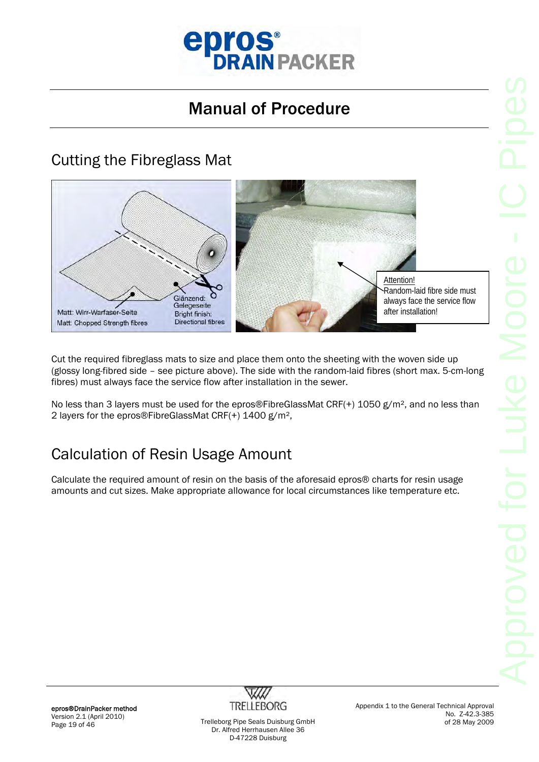# Manual of Procedure

## Cutting the Fibreglass Mat

Matt: Wirr-Warfaser-Seite
Matt: Chopped Strength fibres

Glänzend: Gelegeseite
Bright finish: Directional fibres

Attention!
Random-laid fibre side must always face the service flow after installation!

Cut the required fibreglass mats to size and place them onto the sheeting with the woven side up (glossy long-fibred side – see picture above). The side with the random-laid fibres (short max. 5-cm-long fibres) must always face the service flow after installation in the sewer.

No less than 3 layers must be used for the epros®FibreGlassMat CRF(+) 1050 g/m², and no less than 2 layers for the epros®FibreGlassMat CRF(+) 1400 g/m²,

## Calculation of Resin Usage Amount

Calculate the required amount of resin on the basis of the aforesaid epros® charts for resin usage amounts and cut sizes. Make appropriate allowance for local circumstances like temperature etc.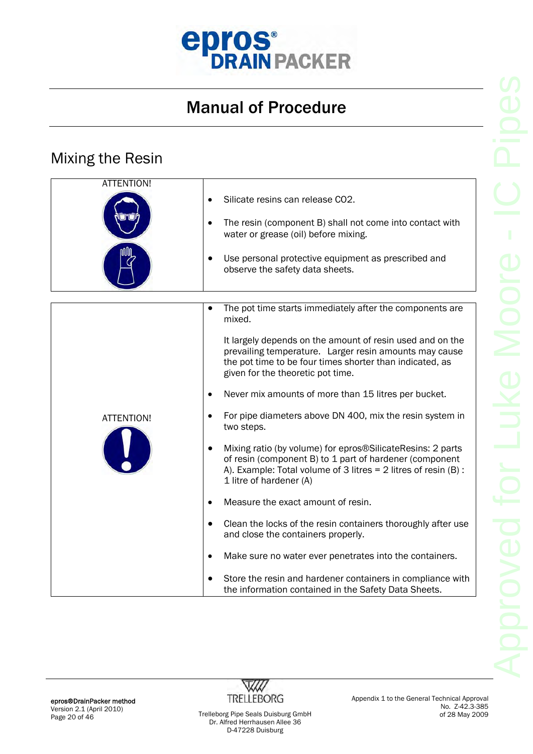# Manual of Procedure

## Mixing the Resin

| ATTENTION! | |
|---|---|
| ATTENTION! | • Silicate resins can release $CO_2$.<br>• The resin (component B) shall not come into contact with water or grease (oil) before mixing.<br>• Use personal protective equipment as prescribed and observe the safety data sheets. |

| ATTENTION! | |
|---|---|
| ATTENTION! | • The pot time starts immediately after the components are mixed.<br><br>It largely depends on the amount of resin used and on the prevailing temperature. Larger resin amounts may cause the pot time to be four times shorter than indicated, as given for the theoretic pot time.<br>• Never mix amounts of more than 15 litres per bucket.<br>• For pipe diameters above DN 400, mix the resin system in two steps.<br>• Mixing ratio (by volume) for epros®SilicateResins: 2 parts of resin (component B) to 1 part of hardener (component A). Example: Total volume of 3 litres = 2 litres of resin (B) : 1 litre of hardener (A)<br>• Measure the exact amount of resin.<br>• Clean the locks of the resin containers thoroughly after use and close the containers properly.<br>• Make sure no water ever penetrates into the containers.<br>• Store the resin and hardener containers in compliance with the information contained in the Safety Data Sheets. |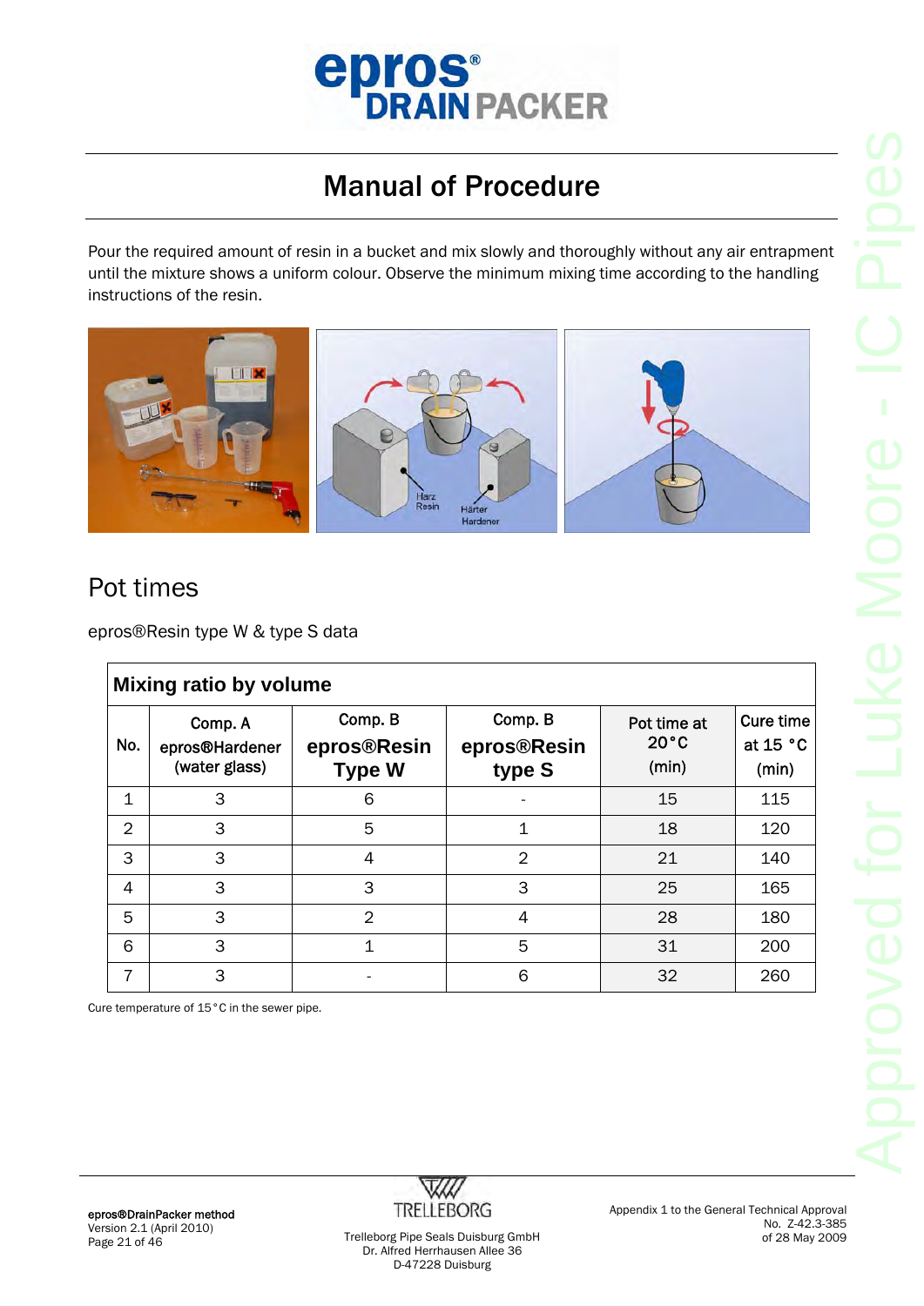# Manual of Procedure

Pour the required amount of resin in a bucket and mix slowly and thoroughly without any air entrapment until the mixture shows a uniform colour. Observe the minimum mixing time according to the handling instructions of the resin.

## Pot times

epros®Resin type W & type S data

| Mixing ratio by volume | | | | | |
|---|---|---|---|---|---|
| No. | Comp. A epros®Hardener (water glass) | Comp. B epros®Resin Type W | Comp. B epros®Resin type S | Pot time at 20°C (min) | Cure time at 15 °C (min) |
| 1 | 3 | 6 | - | 15 | 115 |
| 2 | 3 | 5 | 1 | 18 | 120 |
| 3 | 3 | 4 | 2 | 21 | 140 |
| 4 | 3 | 3 | 3 | 25 | 165 |
| 5 | 3 | 2 | 4 | 28 | 180 |
| 6 | 3 | 1 | 5 | 31 | 200 |
| 7 | 3 | - | 6 | 32 | 260 |

Cure temperature of 15°C in the sewer pipe.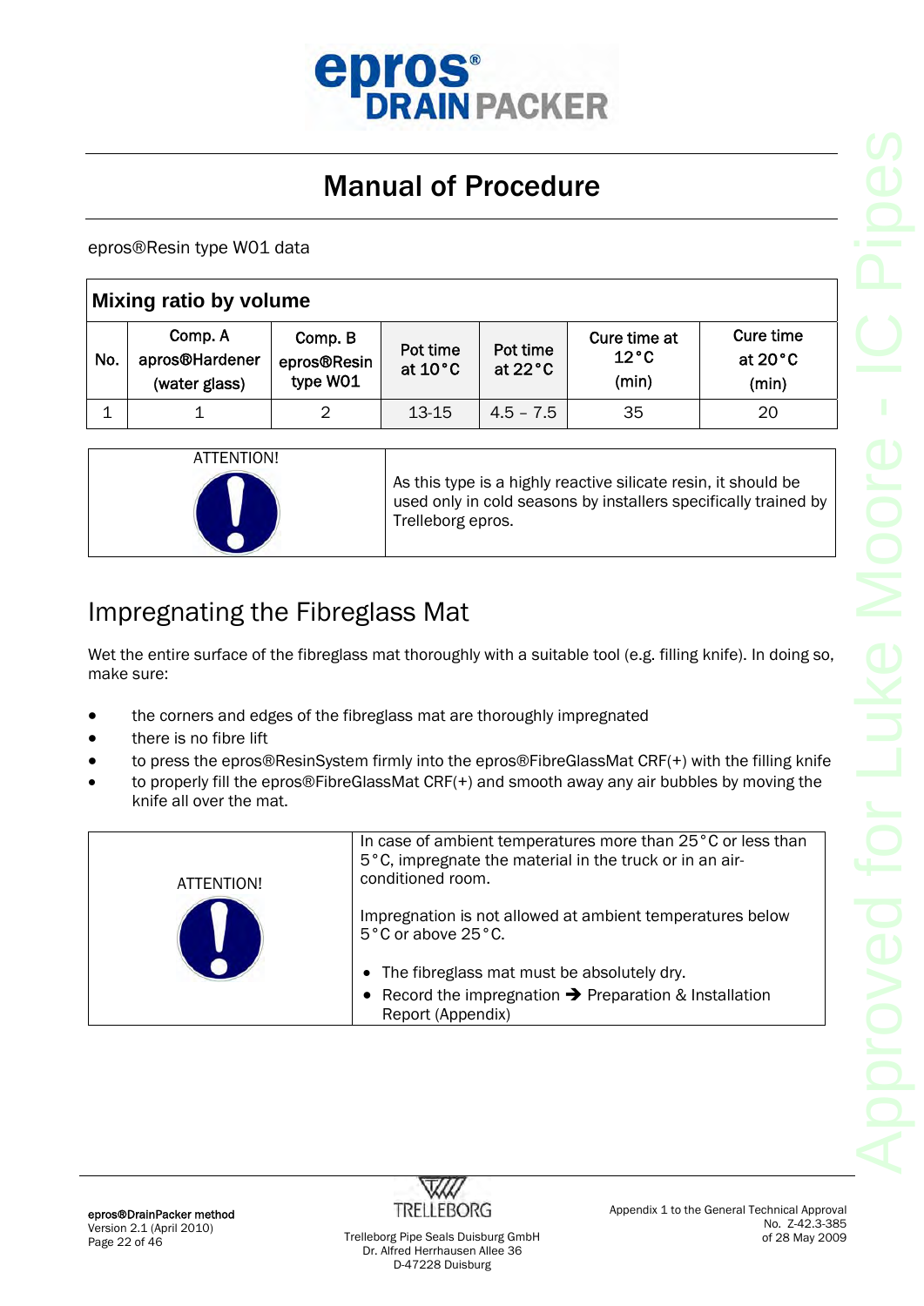# Manual of Procedure

epros®Resin type W01 data

| Mixing ratio by volume | | | | | | |
|---|---|---|---|---|---|---|
| No. | Comp. A apros®Hardener (water glass) | Comp. B epros®Resin type W01 | Pot time at 10°C | Pot time at 22°C | Cure time at 12°C (min) | Cure time at 20°C (min) |
| 1 | 1 | 2 | 13-15 | 4.5 – 7.5 | 35 | 20 |

| ATTENTION! | As this type is a highly reactive silicate resin, it should be used only in cold seasons by installers specifically trained by Trelleborg epros. |
|---|---|

## Impregnating the Fibreglass Mat

Wet the entire surface of the fibreglass mat thoroughly with a suitable tool (e.g. filling knife). In doing so, make sure:

- the corners and edges of the fibreglass mat are thoroughly impregnated
- there is no fibre lift
- to press the epros®ResinSystem firmly into the epros®FibreGlassMat CRF(+) with the filling knife
- to properly fill the epros®FibreGlassMat CRF(+) and smooth away any air bubbles by moving the knife all over the mat.

| ATTENTION! | In case of ambient temperatures more than 25°C or less than 5°C, impregnate the material in the truck or in an air-conditioned room.<br><br>Impregnation is not allowed at ambient temperatures below 5°C or above 25°C.<br><br>• The fibreglass mat must be absolutely dry.<br>• Record the impregnation ➔ Preparation & Installation Report (Appendix) |
|---|---|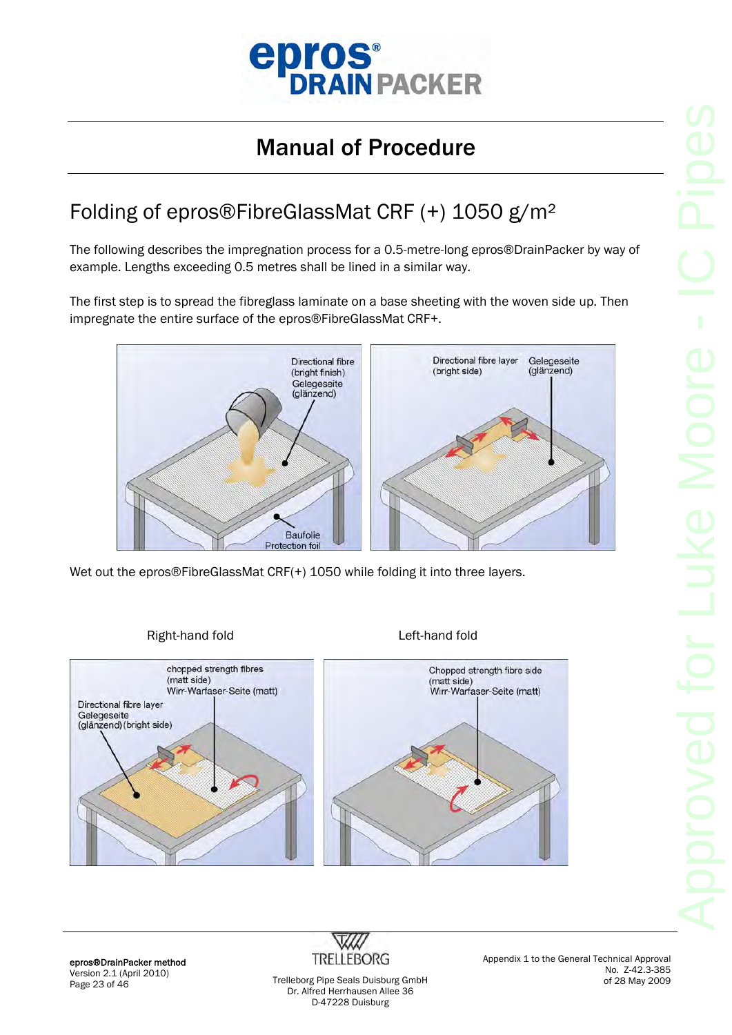# Manual of Procedure

## Folding of epros®FibreGlassMat CRF (+) 1050 g/m²

The following describes the impregnation process for a 0.5-metre-long epros®DrainPacker by way of example. Lengths exceeding 0.5 metres shall be lined in a similar way.

The first step is to spread the fibreglass laminate on a base sheeting with the woven side up. Then impregnate the entire surface of the epros®FibreGlassMat CRF+.

Directional fibre (bright finish) Gelegeseite (glänzend)

Baufolie Protection foil

Directional fibre layer (bright side) Gelegeseite (glänzend)

Wet out the epros®FibreGlassMat CRF(+) 1050 while folding it into three layers.

Right-hand fold

chopped strength fibres (matt side) Wirr-Warfaser-Seite (matt)

Directional fibre layer Gelegeseite (glänzend) (bright side)

Left-hand fold

Chopped strength fibre side (matt side) Wirr-Warfaser-Seite (matt)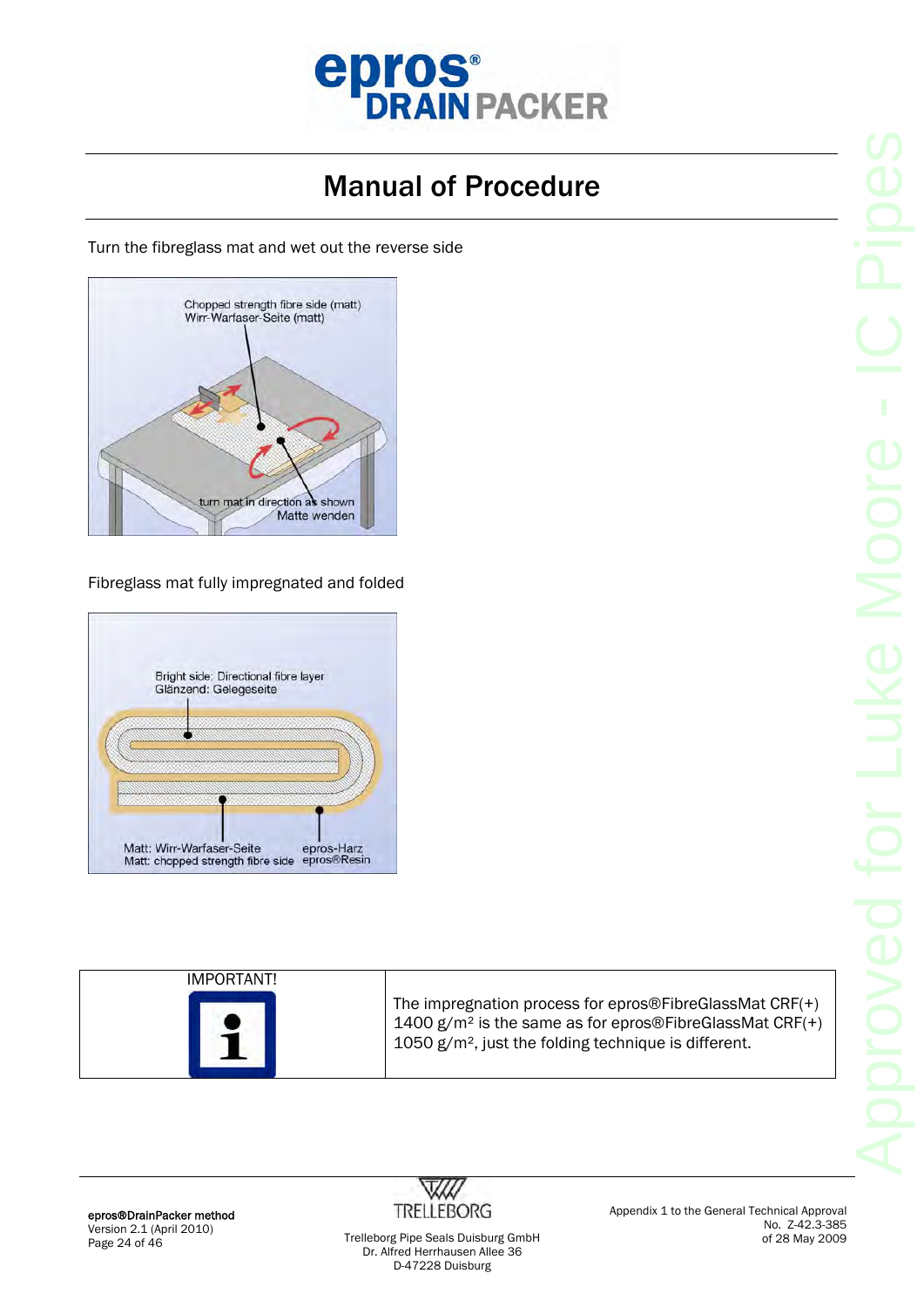# Manual of Procedure

Turn the fibreglass mat and wet out the reverse side

Chopped strength fibre side (matt)
Wirr-Warfaser-Seite (matt)

turn mat in direction as shown
Matte wenden

Fibreglass mat fully impregnated and folded

Bright side: Directional fibre layer
Glänzend: Gelegeseite

Matt: Wirr-Warfaser-Seite
Matt: chopped strength fibre side

epros-Harz
epros®Resin

| IMPORTANT! | The impregnation process for epros®FibreGlassMat CRF(+) 1400 g/m² is the same as for epros®FibreGlassMat CRF(+) 1050 g/m², just the folding technique is different. |
| --- | --- |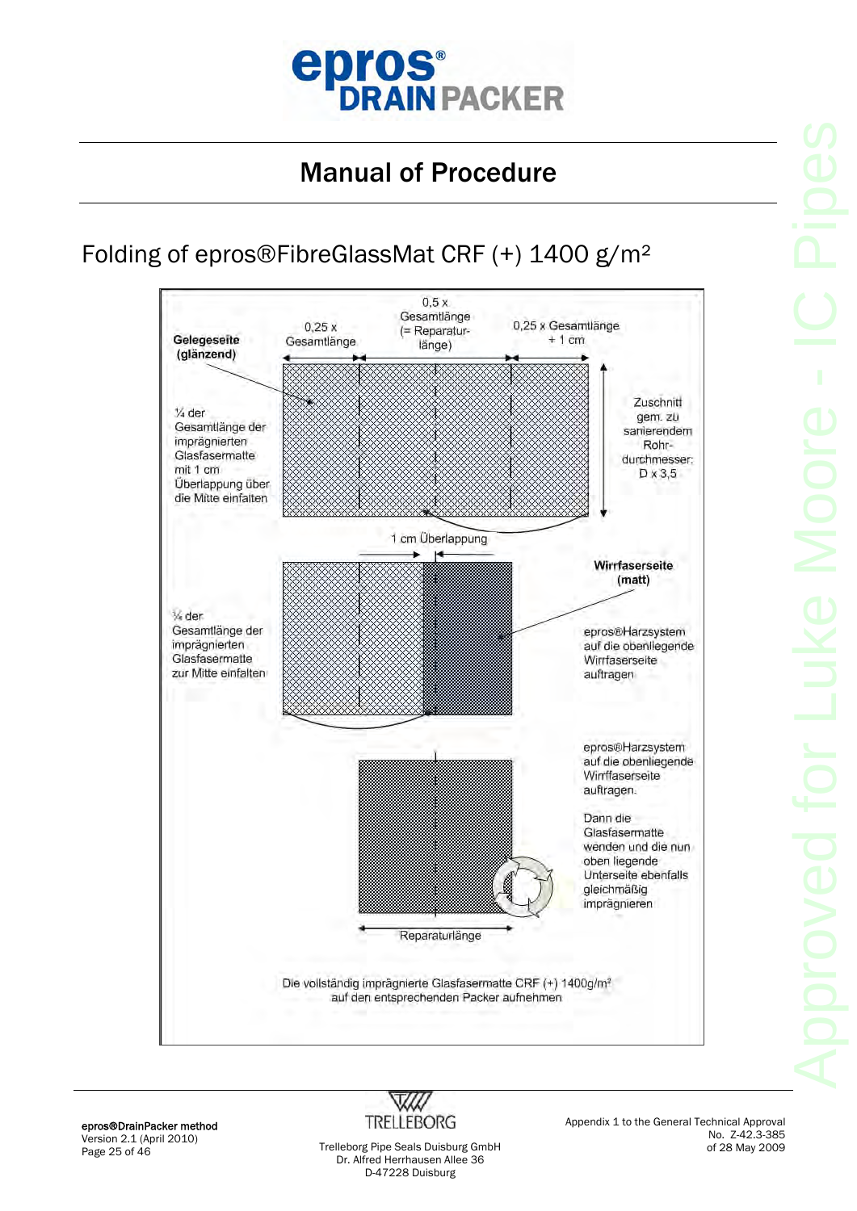# Manual of Procedure

## Folding of epros®FibreGlassMat CRF (+) 1400 g/m²

0,25 x Gesamtlänge

0,5 x Gesamtlänge (= Reparaturlänge)

0,25 x Gesamtlänge + 1 cm

**Gelegeseite (glänzend)**

¼ der Gesamtlänge der imprägnierten Glasfasermatte mit 1 cm Überlappung über die Mitte einfalten

Zuschnitt gem. zu sanierendem Rohrdurchmesser: D x 3,5

1 cm Überlappung

**Wirrfaserseite (matt)**

¼ der Gesamtlänge der imprägnierten Glasfasermatte zur Mitte einfalten

epros®Harzsystem auf die obenliegende Wirrfaserseite auftragen

epros®Harzsystem auf die obenliegende Wirrfaserseite auftragen.

Dann die Glasfasermatte wenden und die nun oben liegende Unterseite ebenfalls gleichmäßig imprägnieren

Reparaturlänge

Die vollständig imprägnierte Glasfasermatte CRF (+) 1400g/m² auf den entsprechenden Packer aufnehmen

**epros®DrainPacker method**
Version 2.1 (April 2010)

Trelleborg Pipe Seals Duisburg GmbH
Dr. Alfred Herrhausen Allee 36
D-47228 Duisburg

Appendix 1 to the General Technical Approval
No. Z-42.3-385
of 28 May 2009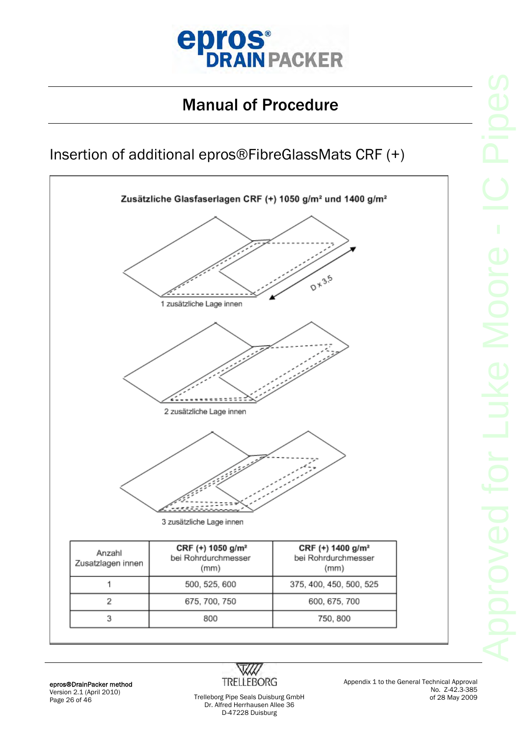# Manual of Procedure

## Insertion of additional epros®FibreGlassMats CRF (+)

**Zusätzliche Glasfaserlagen CRF (+) 1050 g/m² und 1400 g/m²**

D x 3,5

1 zusätzliche Lage innen

2 zusätzliche Lage innen

3 zusätzliche Lage innen

| Anzahl Zusatzlagen innen | CRF (+) 1050 g/m² bei Rohrdurchmesser (mm) | CRF (+) 1400 g/m² bei Rohrdurchmesser (mm) |
|---|---|---|
| 1 | 500, 525, 600 | 375, 400, 450, 500, 525 |
| 2 | 675, 700, 750 | 600, 675, 700 |
| 3 | 800 | 750, 800 |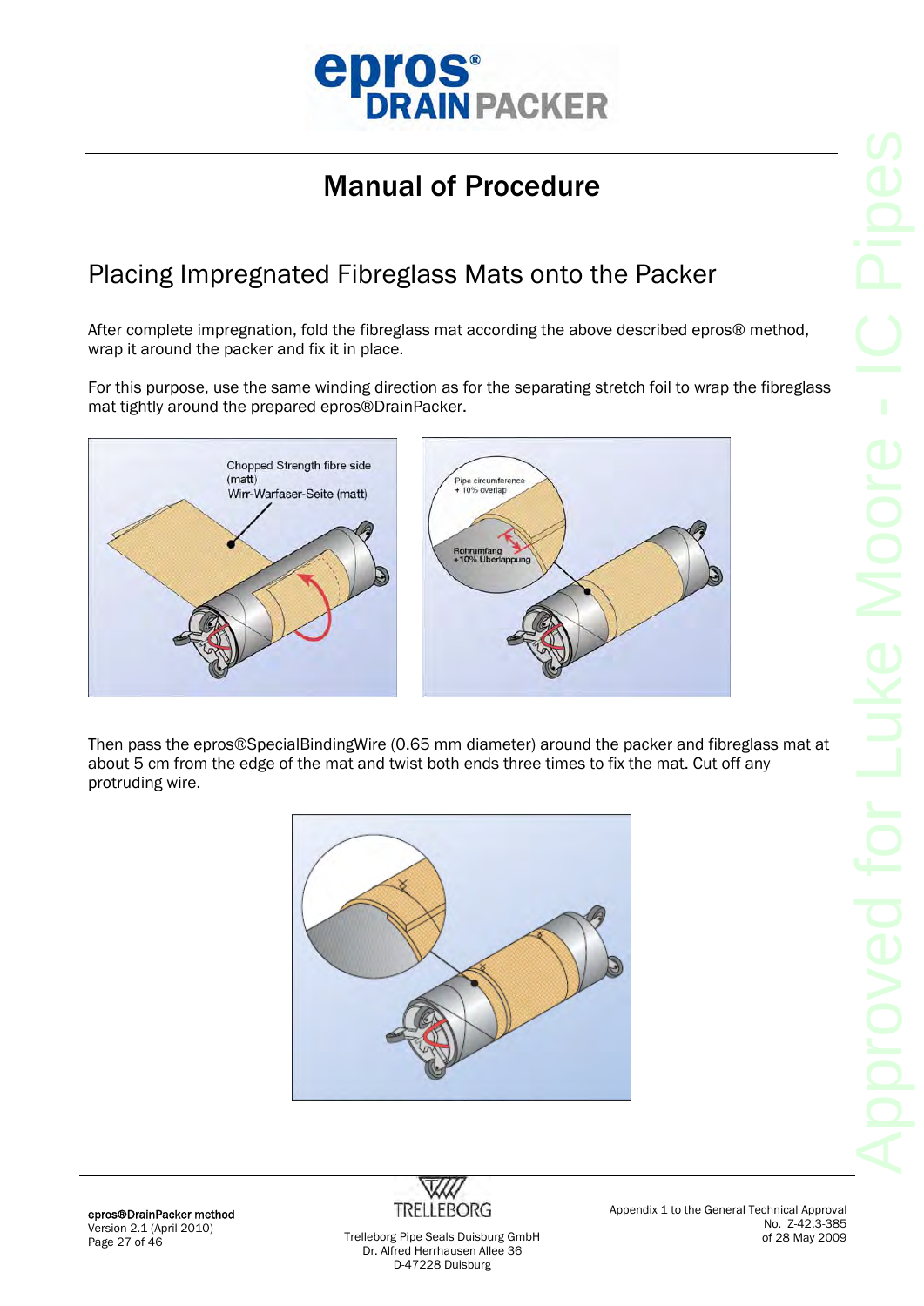# Manual of Procedure

## Placing Impregnated Fibreglass Mats onto the Packer

After complete impregnation, fold the fibreglass mat according the above described epros® method, wrap it around the packer and fix it in place.

For this purpose, use the same winding direction as for the separating stretch foil to wrap the fibreglass mat tightly around the prepared epros®DrainPacker.

Then pass the epros®SpecialBindingWire (0.65 mm diameter) around the packer and fibreglass mat at about 5 cm from the edge of the mat and twist both ends three times to fix the mat. Cut off any protruding wire.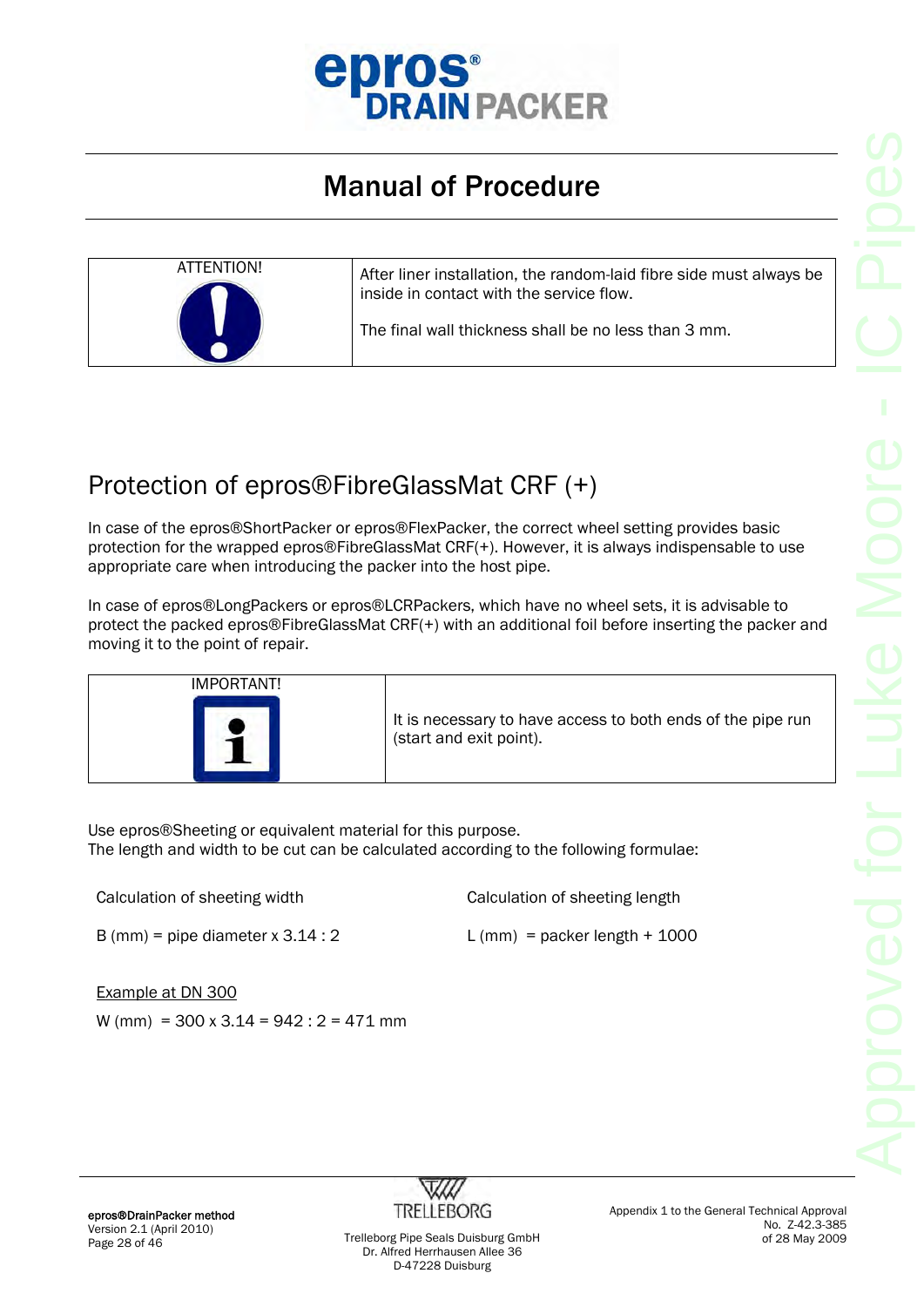# Manual of Procedure

| ATTENTION! | After liner installation, the random-laid fibre side must always be inside in contact with the service flow.<br><br>The final wall thickness shall be no less than 3 mm. |
|---|---|

## Protection of epros®FibreGlassMat CRF (+)

In case of the epros®ShortPacker or epros®FlexPacker, the correct wheel setting provides basic protection for the wrapped epros®FibreGlassMat CRF(+). However, it is always indispensable to use appropriate care when introducing the packer into the host pipe.

In case of epros®LongPackers or epros®LCRPackers, which have no wheel sets, it is advisable to protect the packed epros®FibreGlassMat CRF(+) with an additional foil before inserting the packer and moving it to the point of repair.

| IMPORTANT! | It is necessary to have access to both ends of the pipe run (start and exit point). |
|---|---|

Use epros®Sheeting or equivalent material for this purpose.
The length and width to be cut can be calculated according to the following formulae:

Calculation of sheeting width

B (mm) = pipe diameter x 3.14 : 2

Calculation of sheeting length

L (mm) = packer length + 1000

<u>Example at DN 300</u>

W (mm) = 300 x 3.14 = 942 : 2 = 471 mm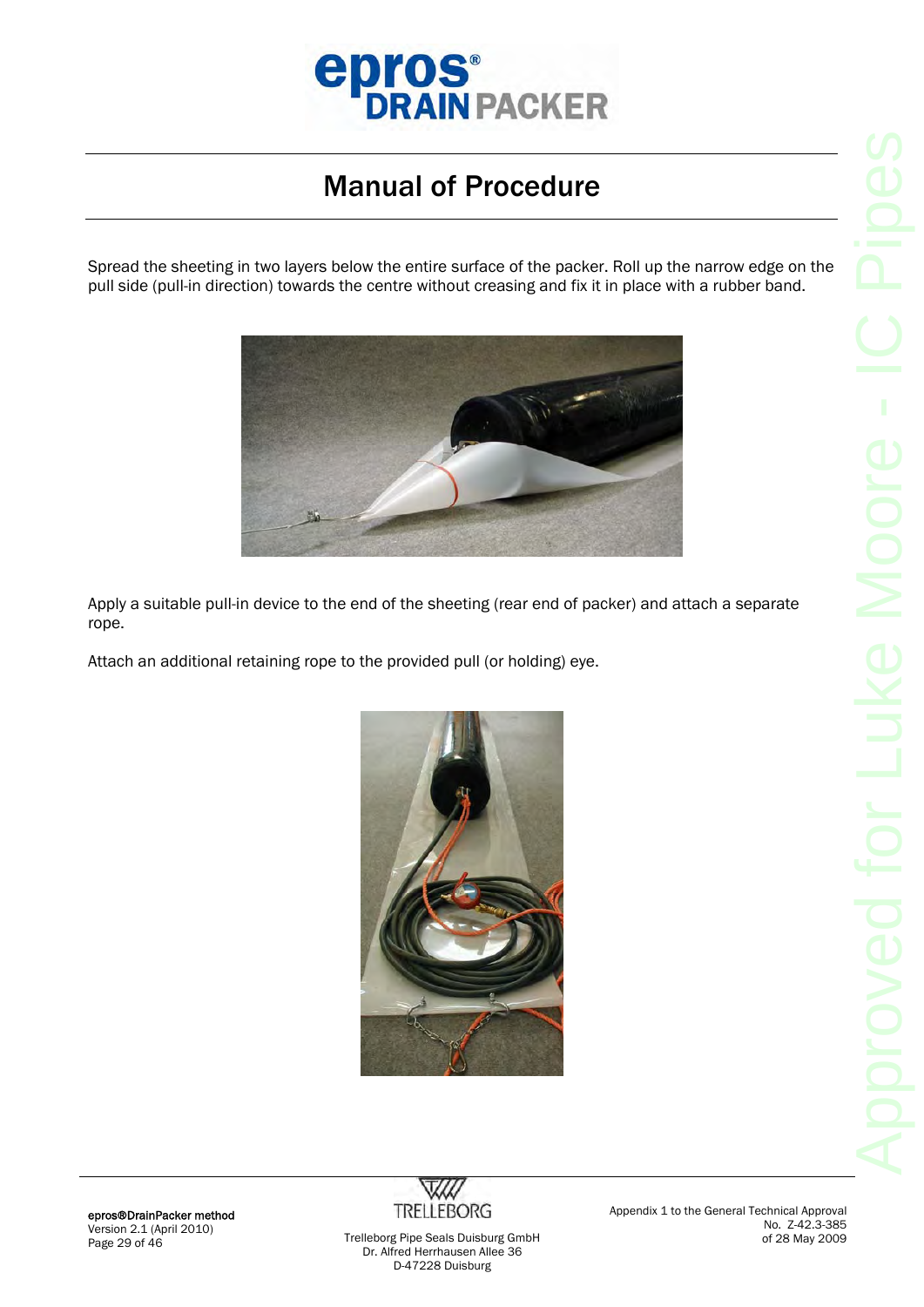# Manual of Procedure

Spread the sheeting in two layers below the entire surface of the packer. Roll up the narrow edge on the pull side (pull-in direction) towards the centre without creasing and fix it in place with a rubber band.

Apply a suitable pull-in device to the end of the sheeting (rear end of packer) and attach a separate rope.

Attach an additional retaining rope to the provided pull (or holding) eye.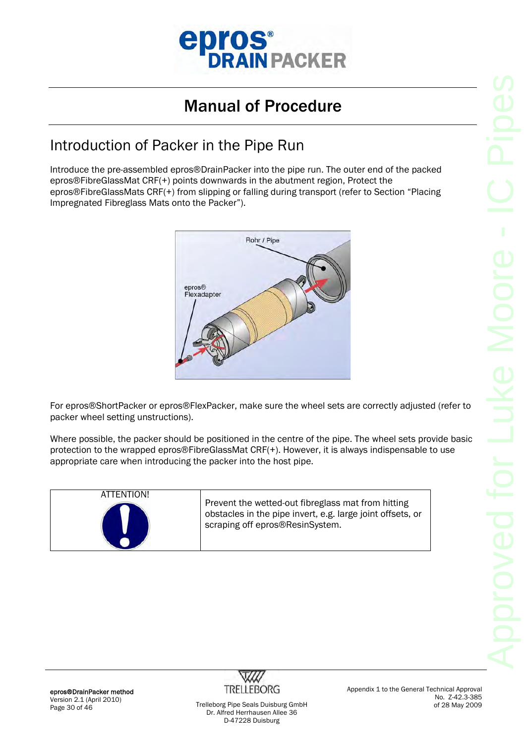# Manual of Procedure

## Introduction of Packer in the Pipe Run

Introduce the pre-assembled epros®DrainPacker into the pipe run. The outer end of the packed epros®FibreGlassMat CRF(+) points downwards in the abutment region, Protect the epros®FibreGlassMats CRF(+) from slipping or falling during transport (refer to Section “Placing Impregnated Fibreglass Mats onto the Packer”).

For epros®ShortPacker or epros®FlexPacker, make sure the wheel sets are correctly adjusted (refer to packer wheel setting unstructions).

Where possible, the packer should be positioned in the centre of the pipe. The wheel sets provide basic protection to the wrapped epros®FibreGlassMat CRF(+). However, it is always indispensable to use appropriate care when introducing the packer into the host pipe.

| ATTENTION! | Prevent the wetted-out fibreglass mat from hitting obstacles in the pipe invert, e.g. large joint offsets, or scraping off epros®ResinSystem. |
|---|---|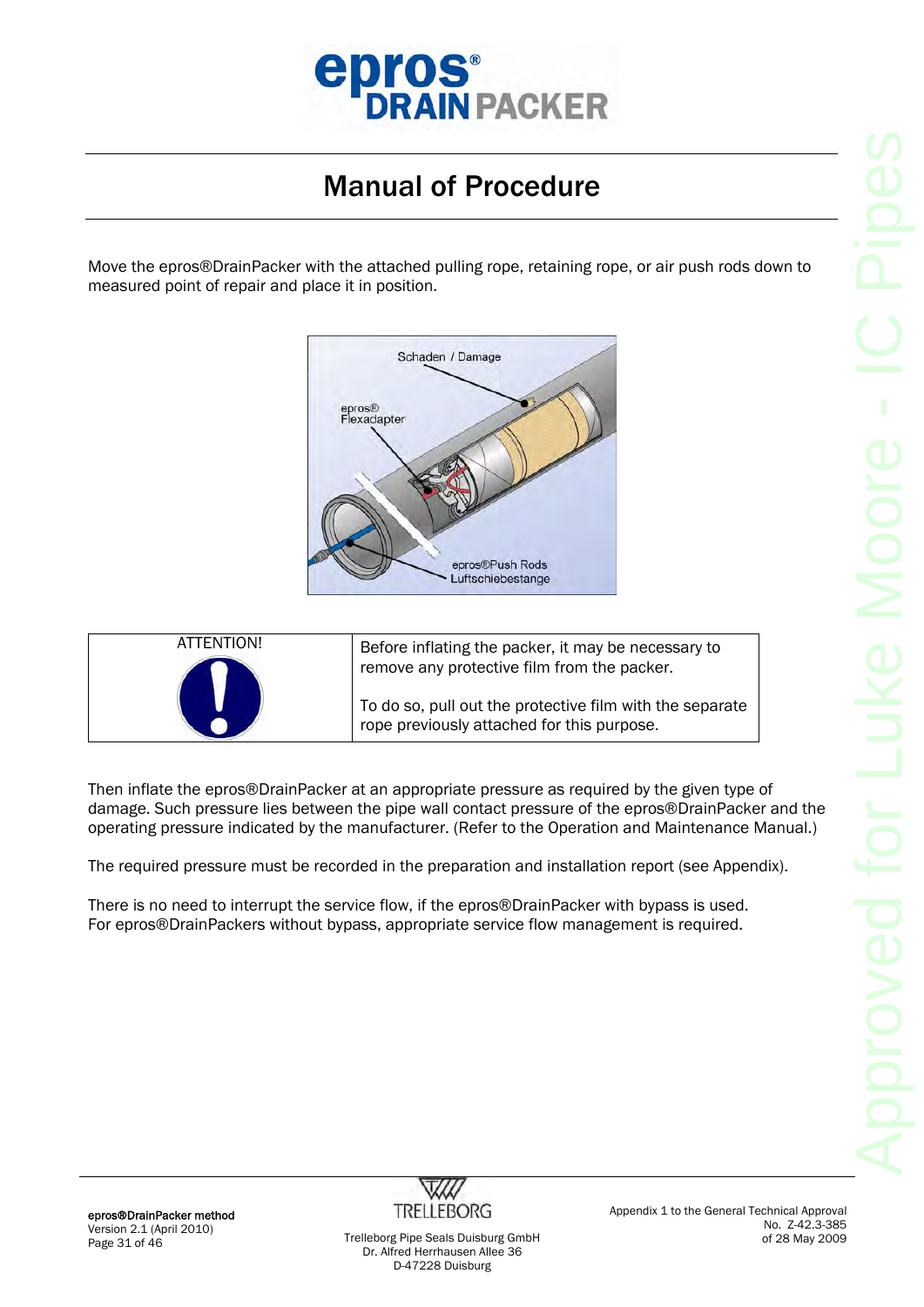# Manual of Procedure

Move the epros®DrainPacker with the attached pulling rope, retaining rope, or air push rods down to measured point of repair and place it in position.

| ATTENTION! | Before inflating the packer, it may be necessary to remove any protective film from the packer. To do so, pull out the protective film with the separate rope previously attached for this purpose. |
|---|---|

Then inflate the epros®DrainPacker at an appropriate pressure as required by the given type of damage. Such pressure lies between the pipe wall contact pressure of the epros®DrainPacker and the operating pressure indicated by the manufacturer. (Refer to the Operation and Maintenance Manual.)

The required pressure must be recorded in the preparation and installation report (see Appendix).

There is no need to interrupt the service flow, if the epros®DrainPacker with bypass is used.
For epros®DrainPackers without bypass, appropriate service flow management is required.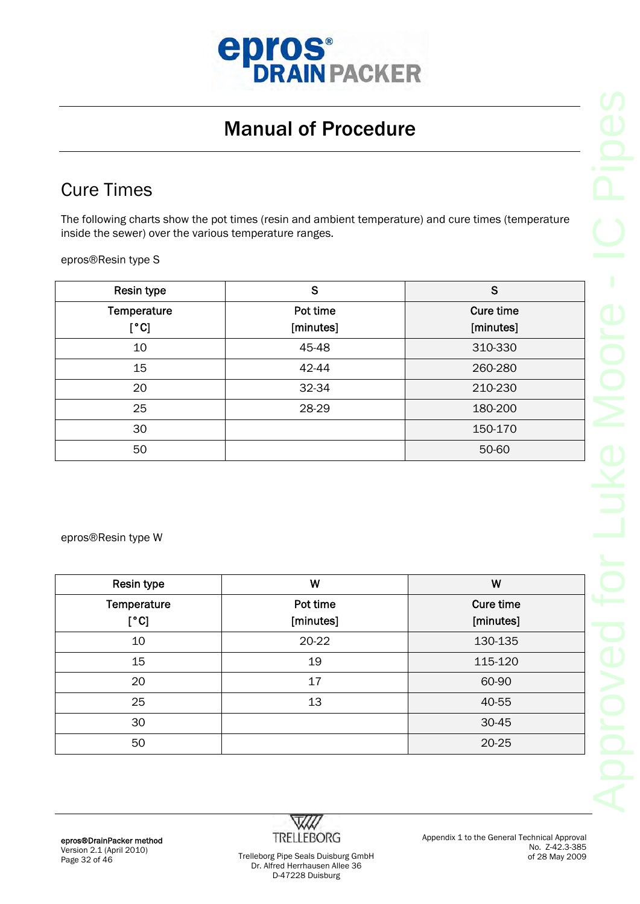# Manual of Procedure

## Cure Times

The following charts show the pot times (resin and ambient temperature) and cure times (temperature inside the sewer) over the various temperature ranges.

epros®Resin type S

| Resin type | S | S |
|---|---|---|
| Temperature [°C] | Pot time [minutes] | Cure time [minutes] |
| 10 | 45-48 | 310-330 |
| 15 | 42-44 | 260-280 |
| 20 | 32-34 | 210-230 |
| 25 | 28-29 | 180-200 |
| 30 | | 150-170 |
| 50 | | 50-60 |

epros®Resin type W

| Resin type | W | W |
|---|---|---|
| Temperature [°C] | Pot time [minutes] | Cure time [minutes] |
| 10 | 20-22 | 130-135 |
| 15 | 19 | 115-120 |
| 20 | 17 | 60-90 |
| 25 | 13 | 40-55 |
| 30 | | 30-45 |
| 50 | | 20-25 |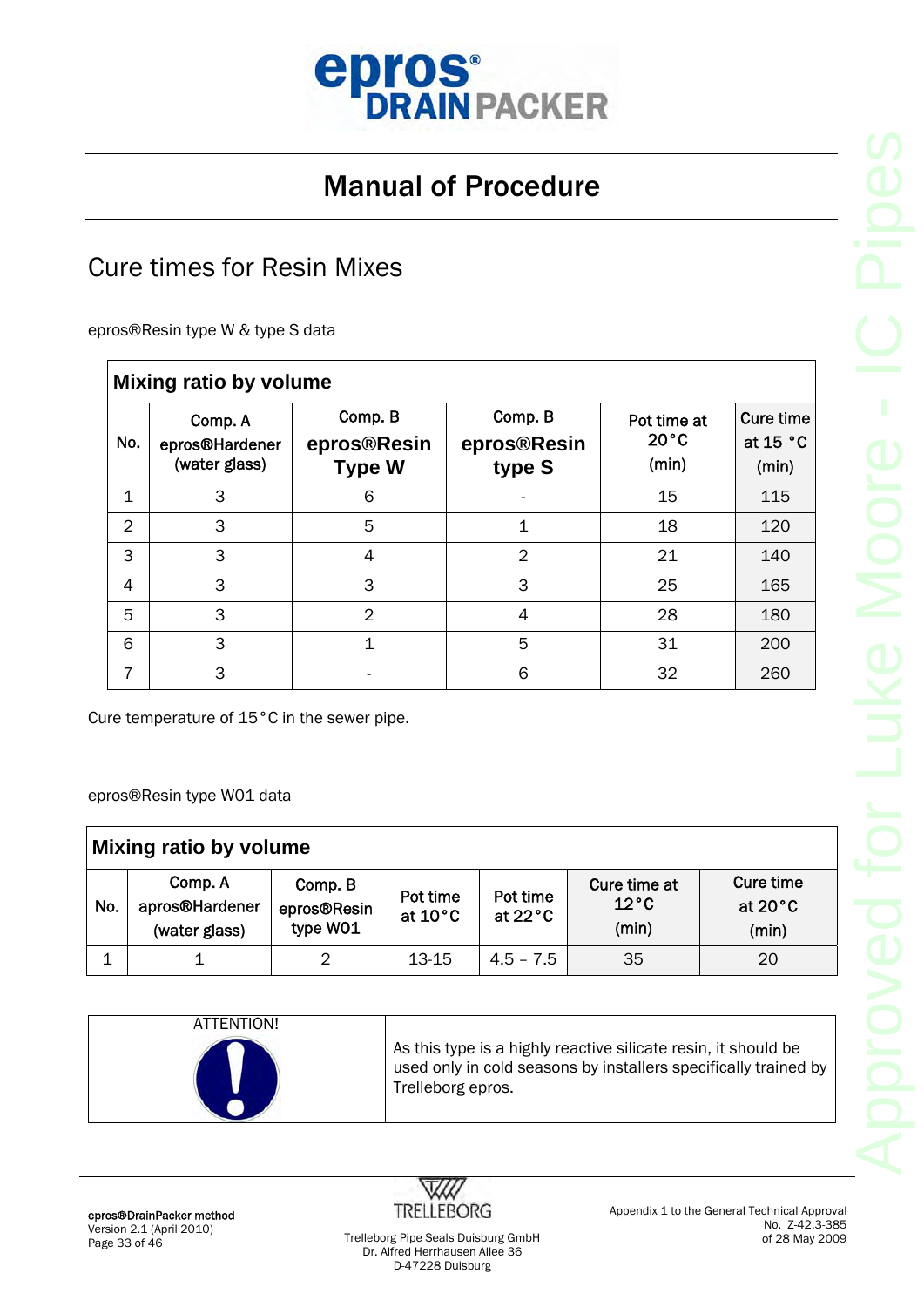# Manual of Procedure

## Cure times for Resin Mixes

epros®Resin type W & type S data

| Mixing ratio by volume | | | | | |
|---|---|---|---|---|---|
| No. | Comp. A epros®Hardener (water glass) | Comp. B **epros®Resin Type W** | Comp. B **epros®Resin type S** | Pot time at 20°C (min) | Cure time at 15 °C (min) |
| 1 | 3 | 6 | - | 15 | 115 |
| 2 | 3 | 5 | 1 | 18 | 120 |
| 3 | 3 | 4 | 2 | 21 | 140 |
| 4 | 3 | 3 | 3 | 25 | 165 |
| 5 | 3 | 2 | 4 | 28 | 180 |
| 6 | 3 | 1 | 5 | 31 | 200 |
| 7 | 3 | - | 6 | 32 | 260 |

Cure temperature of 15°C in the sewer pipe.

epros®Resin type W01 data

| Mixing ratio by volume | | | | | | |
|---|---|---|---|---|---|---|
| No. | Comp. A apros®Hardener (water glass) | Comp. B epros®Resin type W01 | Pot time at 10°C | Pot time at 22°C | Cure time at 12°C (min) | Cure time at 20°C (min) |
| 1 | 1 | 2 | 13-15 | 4.5 – 7.5 | 35 | 20 |

| ATTENTION! | |
|---|---|
| | As this type is a highly reactive silicate resin, it should be used only in cold seasons by installers specifically trained by Trelleborg epros. |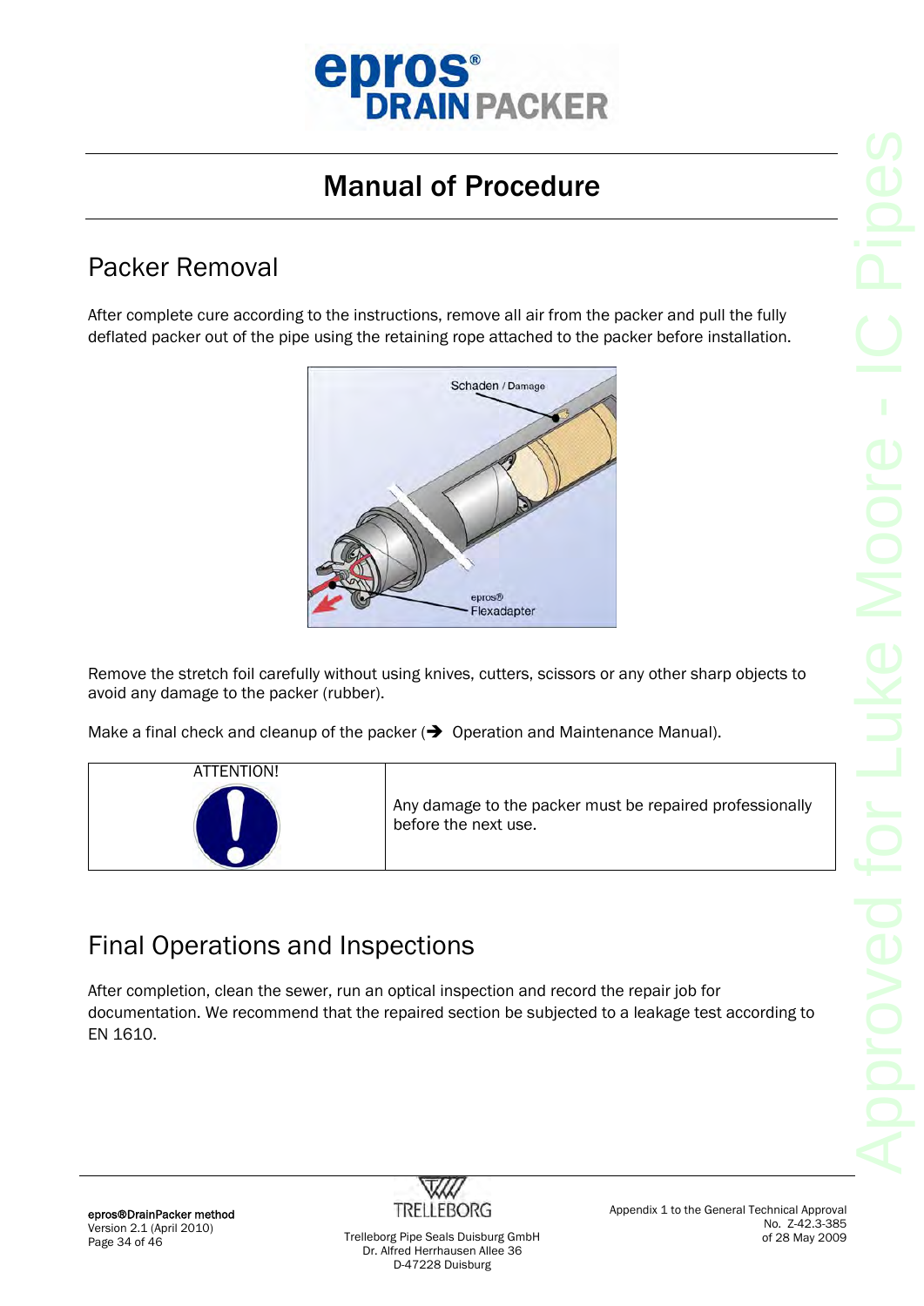# Manual of Procedure

## Packer Removal

After complete cure according to the instructions, remove all air from the packer and pull the fully deflated packer out of the pipe using the retaining rope attached to the packer before installation.

Remove the stretch foil carefully without using knives, cutters, scissors or any other sharp objects to avoid any damage to the packer (rubber).

Make a final check and cleanup of the packer (➔ Operation and Maintenance Manual).

| ATTENTION! | Any damage to the packer must be repaired professionally before the next use. |
|---|---|

## Final Operations and Inspections

After completion, clean the sewer, run an optical inspection and record the repair job for documentation. We recommend that the repaired section be subjected to a leakage test according to EN 1610.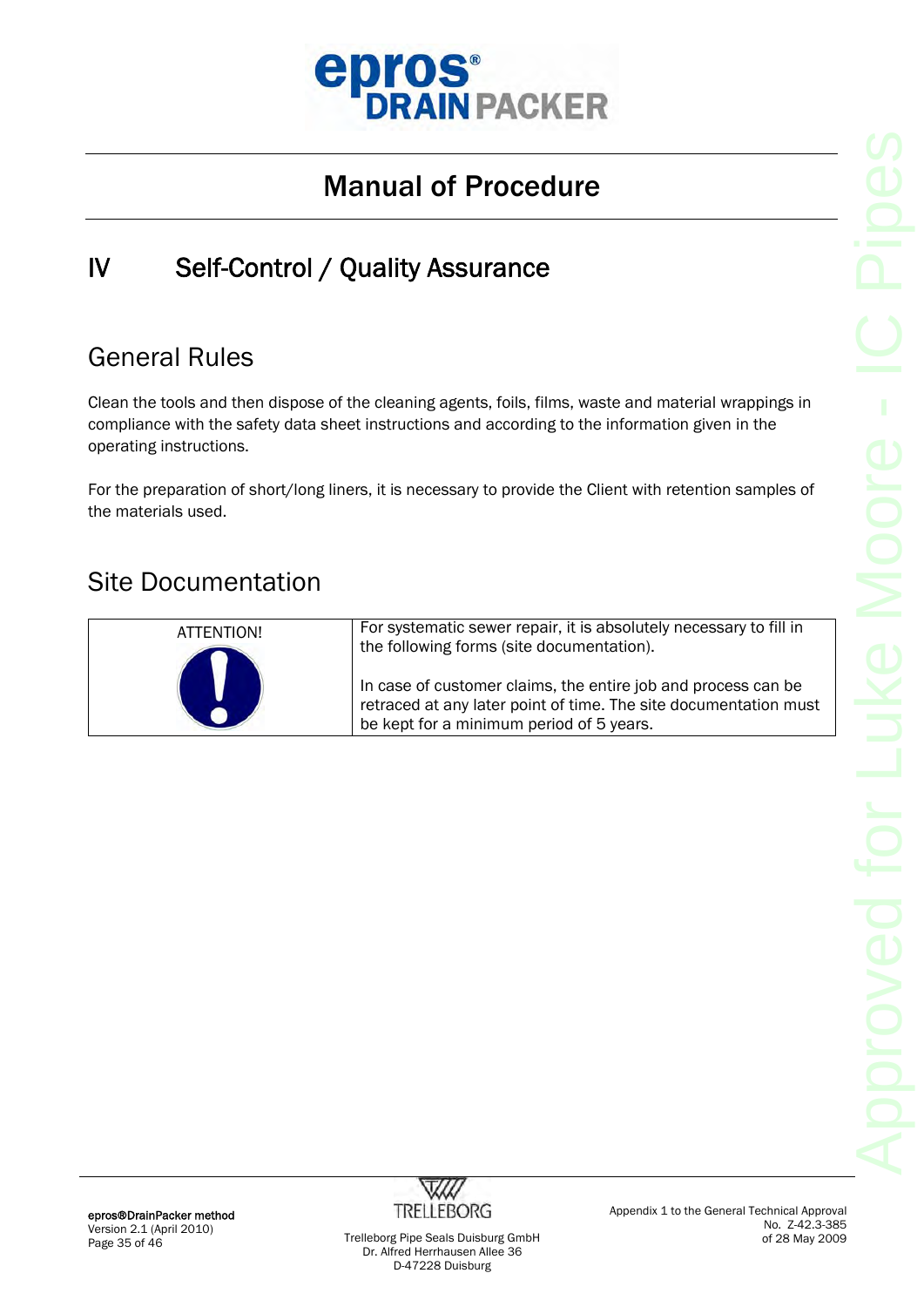# Manual of Procedure

## IV Self-Control / Quality Assurance

### General Rules

Clean the tools and then dispose of the cleaning agents, foils, films, waste and material wrappings in compliance with the safety data sheet instructions and according to the information given in the operating instructions.

For the preparation of short/long liners, it is necessary to provide the Client with retention samples of the materials used.

### Site Documentation

| ATTENTION! | For systematic sewer repair, it is absolutely necessary to fill in the following forms (site documentation).<br><br>In case of customer claims, the entire job and process can be retraced at any later point of time. The site documentation must be kept for a minimum period of 5 years. |
|---|---|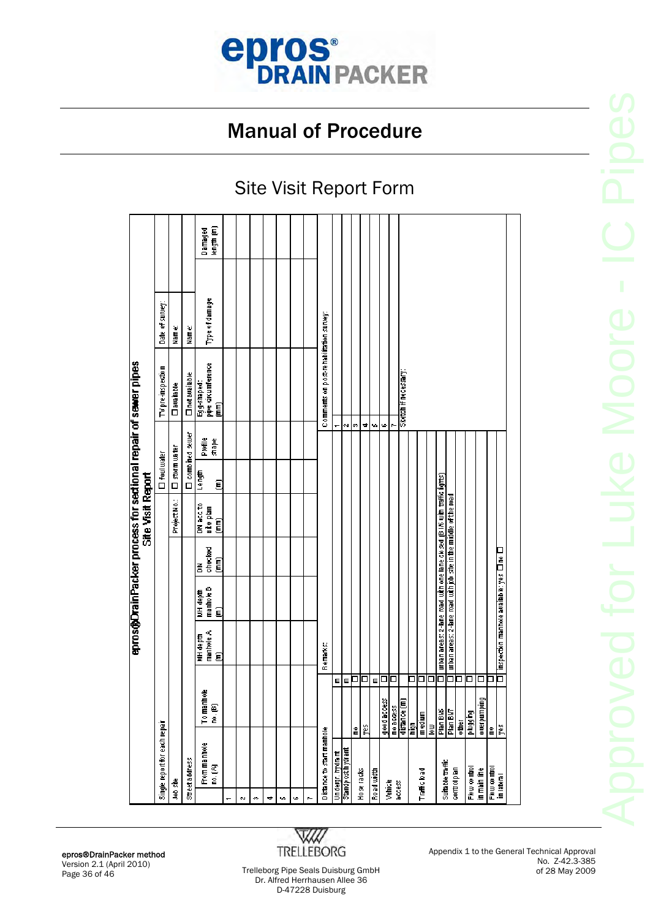# Manual of Procedure

## Site Visit Report Form

**epros®DrainPacker process for sectional repair of sewer pipes**
**Site Visit Report**

| Single report for each repair | | | | | | ☐ foul water | | TV pre-inspection | Date of survey: | |
|---|---|---|---|---|---|---|---|---|---|---|
| Job site | | | | | Project No.: | ☐ storm water | | ☐ available | Name: | |
| Street address | | | | | | ☐ combined sewer | | ☐ not available | Name: | |
| | From manhole no. (A) | To manhole no. (B) | MH depth manhole A (m) | MH depth manhole B (m) | DN checked (mm) | DN acc. to site plan (mm) | Length (m) | Profile shape | Egg-shaped: pipe circumference (mm) | Type of damage | Damaged length (m) |
| 1 | | | | | | | | | | | |
| 2 | | | | | | | | | | | |
| 3 | | | | | | | | | | | |
| 4 | | | | | | | | | | | |
| 5 | | | | | | | | | | | |
| 6 | | | | | | | | | | | |
| 7 | | | | | | | | | | | |

| Distance to start manhole | | | Remarks: | Comments on post-rehabilitation survey: |
|---|---|---|---|---|
| Undergr. hydrant | | m | | 1 |
| Standpost hydrant | | m | | 2 |
| Hose racks | no | ☐ | | 3 |
| | yes | ☐ | | 4 |
| Road width | | m | | 5 |
| Vehicle access | good access | ☐ | | 6 |
| | no access | ☐ | | 7 |
| | distance (m) | | | Sketch if necessary: |
| Traffic load | high | ☐ | | |
| | medium | ☐ | | |
| | low | ☐ | | |
| Suitable traffic control plan | Plan BI/6 | ☐ | urban areas: 2-lane road with one lane closed (BI/6 with traffic lights) | |
| | Plan BI/7 | ☐ | urban areas: 2-lane road with job site in the middle of the road | |
| | other | ☐ | | |
| Flow control in main line | plugging | ☐ | | |
| | overpumping | ☐ | | |
| Flow control in lateral | no | ☐ | | |
| | yes | ☐ | inspection manhole available: yes ☐ no ☐ | |

epros®DrainPacker method
Version 2.1 (April 2010)

TRELLEBORG
Trelleborg Pipe Seals Duisburg GmbH
Dr. Alfred Herrhausen Allee 36
D-47228 Duisburg

Appendix 1 to the General Technical Approval
No. Z-42.3-385
of 28 May 2009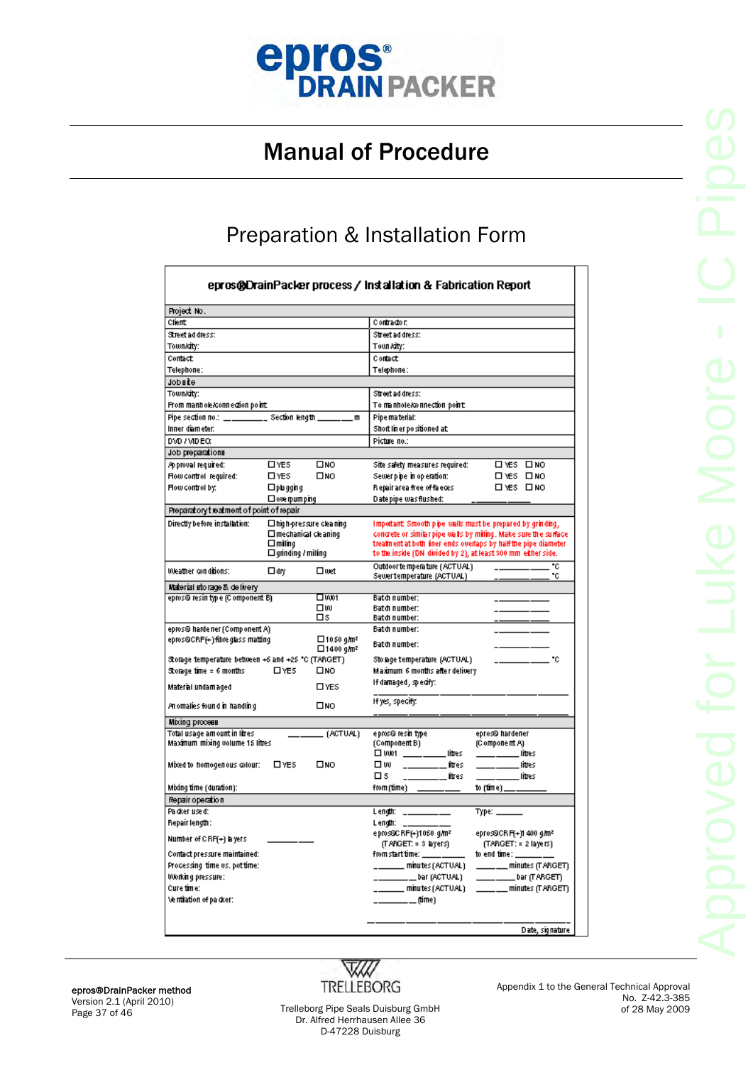# Manual of Procedure

## Preparation & Installation Form

**epros®DrainPacker process / Installation & Fabrication Report**

| | |
|---|---|
| **Project No.** | |
| Client: | Contractor: |
| Street address: | Street address: |
| Town/city: | Town/city: |
| Contact: | Contact: |
| Telephone: | Telephone: |
| **Job site** | |
| Town/city: | Street address: |
| From manhole/connection point: | To manhole/connection point: |
| Pipe section no.: ________ Section length ______ m | Pipe material: |
| Inner diameter: | Short liner positioned at: |
| DVD / VIDEO: | Picture no.: |
| **Job preparations** | |
| Approval required: ☐ YES ☐ NO | Site safety measures required: ☐ YES ☐ NO |
| Flow control required: ☐ YES ☐ NO | Sewer pipe in operation: ☐ YES ☐ NO |
| Flow control by: ☐ plugging ☐ over pumping | Repair area free of faeces: ☐ YES ☐ NO |
| | Date pipe was flushed: __________ |
| **Preparatory treatment of point of repair** | |
| Directly before installation: ☐ high-pressure cleaning ☐ mechanical cleaning ☐ milling ☐ grinding / milling | Important: Smooth pipe walls must be prepared by grinding, concrete or similar pipe walls by milling. Make sure the surface treatment at both liner ends overlaps by half the pipe diameter to the inside (DN divided by 2), at least 300 mm either side. |
| Weather conditions: ☐ dry ☐ wet | Outdoor temperature (ACTUAL) ________ °C |
| | Sewer temperature (ACTUAL) ________ °C |
| **Material storage & delivery** | |
| epros® resin type (Component B) ☐ WW1 ☐ W ☐ S | Batch number: ________ |
| | Batch number: ________ |
| | Batch number: ________ |
| epros® hardener (Component A) | Batch number: ________ |
| epros®CRF(+) fibre glass matting ☐ 1050 g/m² ☐ 1400 g/m² | Batch number: ________ |
| Storage temperature between +5 and +25 °C (TARGET) | Storage temperature (ACTUAL) ________ °C |
| Storage time ≤ 6 months ☐ YES ☐ NO | Maximum 6 months after delivery |
| Material undamaged ☐ YES | If damaged, specify: __________ |
| Anomalies found in handling ☐ NO | If yes, specify: __________ |
| **Mixing process** | |
| Total usage amount in litres ______ (ACTUAL) | epros® resin type (Component B) / epros® hardener (Component A) |
| Maximum mixing volume 15 litres | ☐ WW1 ______ litres ______ litres |
| Mixed to homogenous colour: ☐ YES ☐ NO | ☐ W ______ litres ______ litres |
| | ☐ S ______ litres ______ litres |
| Mixing time (duration): | from (time) ______ to (time) ______ |
| **Repair operation** | |
| Packer used: | Length: ______ Type: ______ |
| Repair length: | Length: ______ |
| Number of CRF(+) layers ______ | epros®CRF(+)1050 g/m² (TARGET: = 3 layers) / epros®CRF(+)1 400 g/m² (TARGET: = 2 layers) |
| Contact pressure maintained: | from start time: ______ to end time: ______ |
| Processing time vs. pot time: | ______ minutes (ACTUAL) ______ minutes (TARGET) |
| Working pressure: | ______ bar (ACTUAL) ______ bar (TARGET) |
| Cure time: | ______ minutes (ACTUAL) ______ minutes (TARGET) |
| Ventilation of packer: | ______ (time) |
| | __________ Date, signature |

epros®DrainPacker method
Version 2.1 (April 2010)

Trelleborg Pipe Seals Duisburg GmbH
Dr. Alfred Herrhausen Allee 36
D-47228 Duisburg

Appendix 1 to the General Technical Approval
No. Z-42.3-385
of 28 May 2009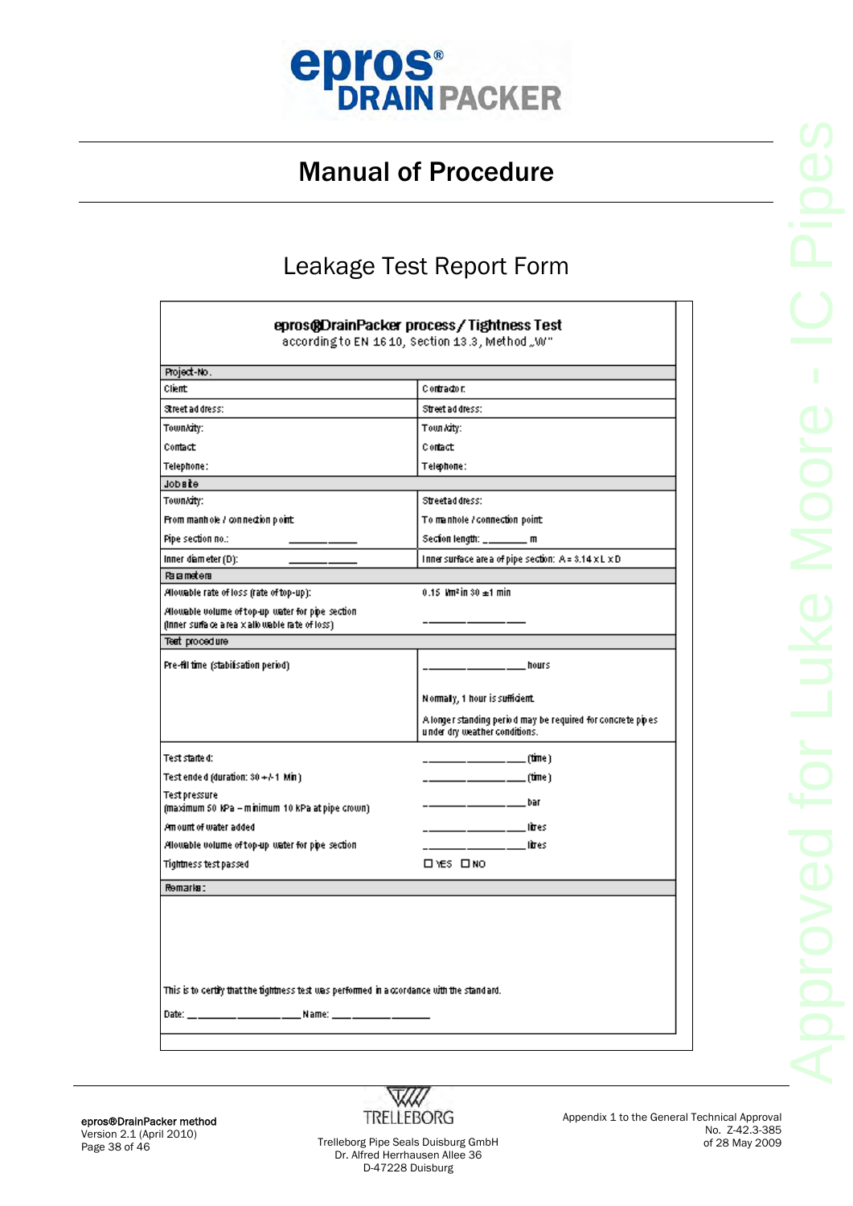# Manual of Procedure

## Leakage Test Report Form

**epros®DrainPacker process / Tightness Test**
according to EN 1610, Section 13.3, Method „W"

| | |
|---|---|
| **Project-No.** | |
| Client: | Contractor: |
| Street address: | Street address: |
| Town/city: | Town/city: |
| Contact: | Contact: |
| Telephone: | Telephone: |
| **Job site** | |
| Town/city: | Street address: |
| From manhole / connection point: | To manhole / connection point: |
| Pipe section no.: __________ | Section length: ________ m |
| Inner diameter (D): __________ | Inner surface area of pipe section: A = 3.14 x L x D |
| **Parameters** | |
| Allowable rate of loss (rate of top-up): | 0.15 l/m² in 30 ±1 min |
| Allowable volume of top-up water for pipe section (inner surface area x allowable rate of loss) | __________ |
| **Test procedure** | |
| Pre-fill time (stabilisation period) | __________ hours<br>Normally, 1 hour is sufficient.<br>A longer standing period may be required for concrete pipes under dry weather conditions. |
| Test started: | __________ (time) |
| Test ended (duration: 30 +/-1 Min) | __________ (time) |
| Test pressure (maximum 50 kPa – minimum 10 kPa at pipe crown) | __________ bar |
| Amount of water added | __________ litres |
| Allowable volume of top-up water for pipe section | __________ litres |
| Tightness test passed | ☐ YES ☐ NO |
| **Remarks:** | |

This is to certify that the tightness test was performed in accordance with the standard.

Date: ____________________ Name: ______________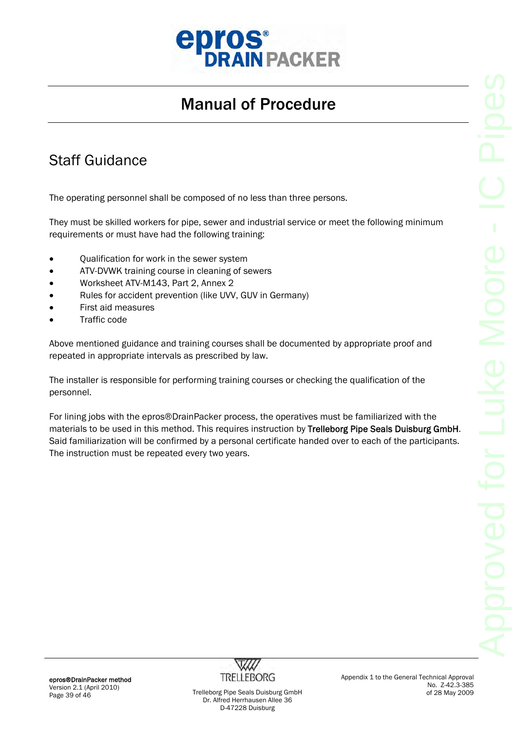# Manual of Procedure

## Staff Guidance

The operating personnel shall be composed of no less than three persons.

They must be skilled workers for pipe, sewer and industrial service or meet the following minimum requirements or must have had the following training:

- Qualification for work in the sewer system
- ATV-DVWK training course in cleaning of sewers
- Worksheet ATV-M143, Part 2, Annex 2
- Rules for accident prevention (like UVV, GUV in Germany)
- First aid measures
- Traffic code

Above mentioned guidance and training courses shall be documented by appropriate proof and repeated in appropriate intervals as prescribed by law.

The installer is responsible for performing training courses or checking the qualification of the personnel.

For lining jobs with the epros®DrainPacker process, the operatives must be familiarized with the materials to be used in this method. This requires instruction by Trelleborg Pipe Seals Duisburg GmbH. Said familiarization will be confirmed by a personal certificate handed over to each of the participants. The instruction must be repeated every two years.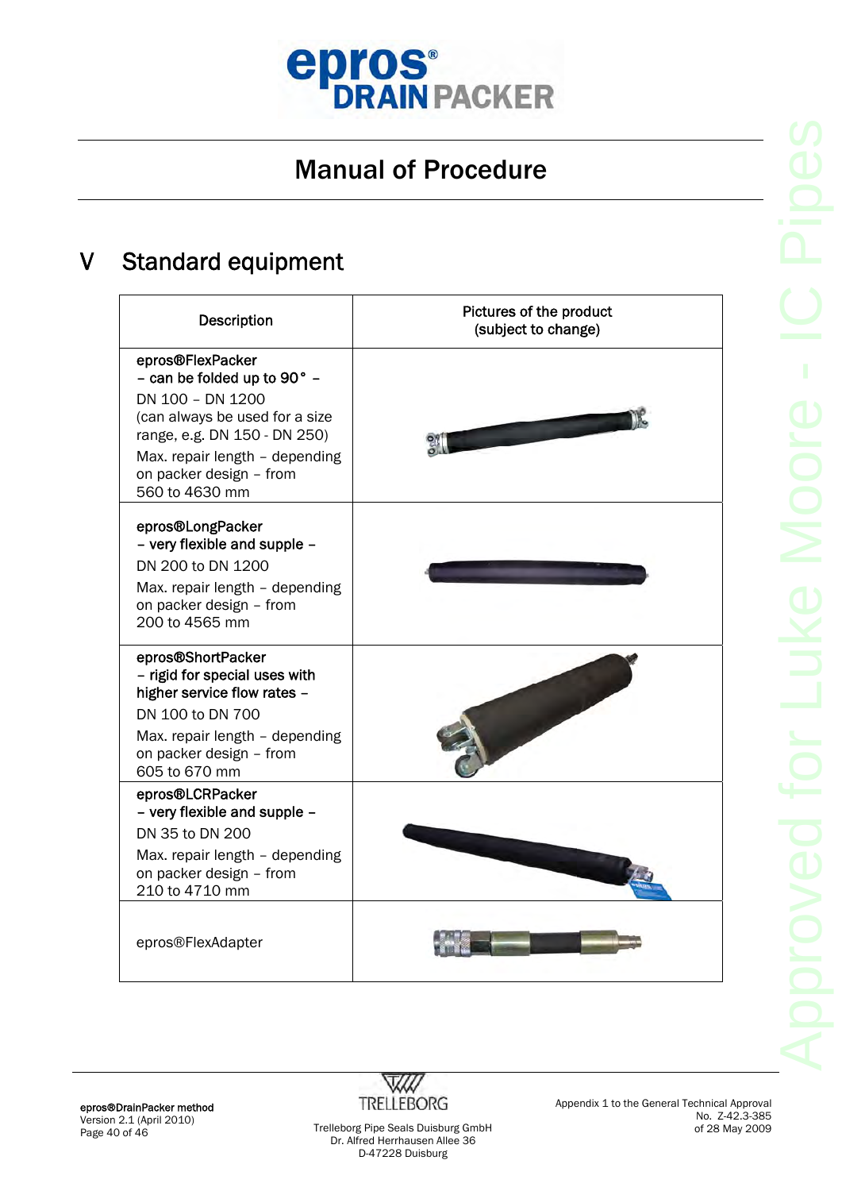# Manual of Procedure

## V Standard equipment

| Description | Pictures of the product (subject to change) |
|---|---|
| epros®FlexPacker<br>– can be folded up to 90° –<br>DN 100 – DN 1200<br>(can always be used for a size range, e.g. DN 150 - DN 250)<br>Max. repair length – depending on packer design – from 560 to 4630 mm | |
| epros®LongPacker<br>– very flexible and supple –<br>DN 200 to DN 1200<br>Max. repair length – depending on packer design – from 200 to 4565 mm | |
| epros®ShortPacker<br>– rigid for special uses with higher service flow rates –<br>DN 100 to DN 700<br>Max. repair length – depending on packer design – from 605 to 670 mm | |
| epros®LCRPacker<br>– very flexible and supple –<br>DN 35 to DN 200<br>Max. repair length – depending on packer design – from 210 to 4710 mm | |
| epros®FlexAdapter | |

Approved for Luke Moore - IC Pipes

epros®DrainPacker method
Version 2.1 (April 2010)

Trelleborg Pipe Seals Duisburg GmbH
Dr. Alfred Herrhausen Allee 36
D-47228 Duisburg

Appendix 1 to the General Technical Approval
No. Z-42.3-385
of 28 May 2009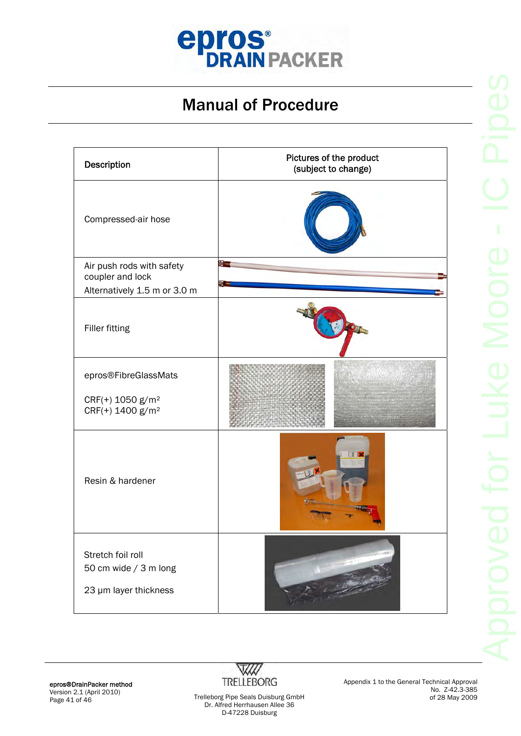# Manual of Procedure

| Description | Pictures of the product (subject to change) |
| --- | --- |
| Compressed-air hose | |
| Air push rods with safety coupler and lock<br>Alternatively 1.5 m or 3.0 m | |
| Filler fitting | |
| epros®FibreGlassMats<br><br>CRF(+) 1050 g/m²<br>CRF(+) 1400 g/m² | |
| Resin & hardener | |
| Stretch foil roll<br>50 cm wide / 3 m long<br><br>23 µm layer thickness | |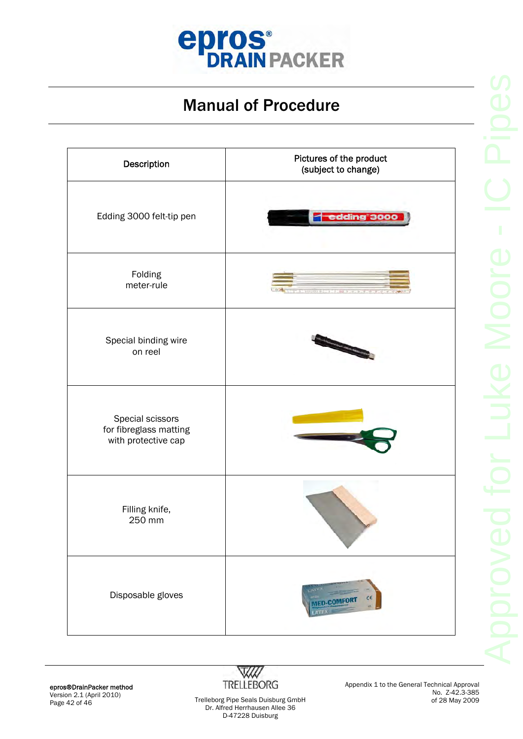# Manual of Procedure

| Description | Pictures of the product (subject to change) |
|---|---|
| Edding 3000 felt-tip pen | |
| Folding meter-rule | |
| Special binding wire on reel | |
| Special scissors for fibreglass matting with protective cap | |
| Filling knife, 250 mm | |
| Disposable gloves | |

Approved for Luke Moore - IC Pipes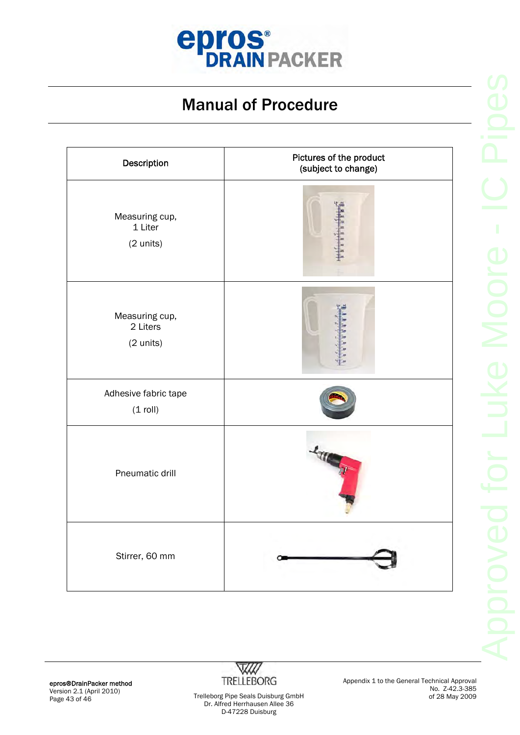# Manual of Procedure

| Description | Pictures of the product (subject to change) |
|---|---|
| Measuring cup, 1 Liter (2 units) | |
| Measuring cup, 2 Liters (2 units) | |
| Adhesive fabric tape (1 roll) | |
| Pneumatic drill | |
| Stirrer, 60 mm | |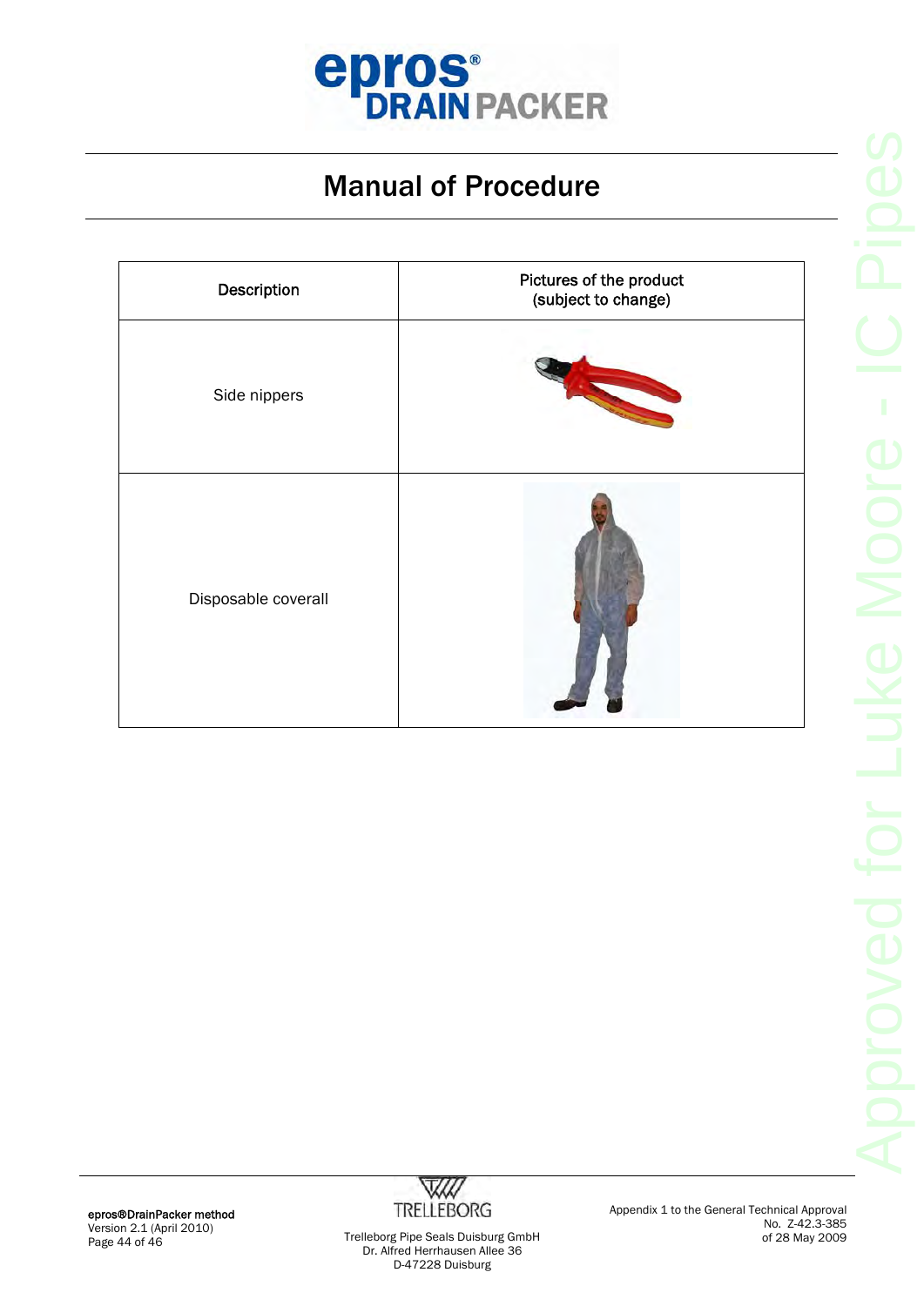# Manual of Procedure

| Description | Pictures of the product (subject to change) |
|---|---|
| Side nippers | |
| Disposable coverall | |

Approved for Luke Moore - IC Pipes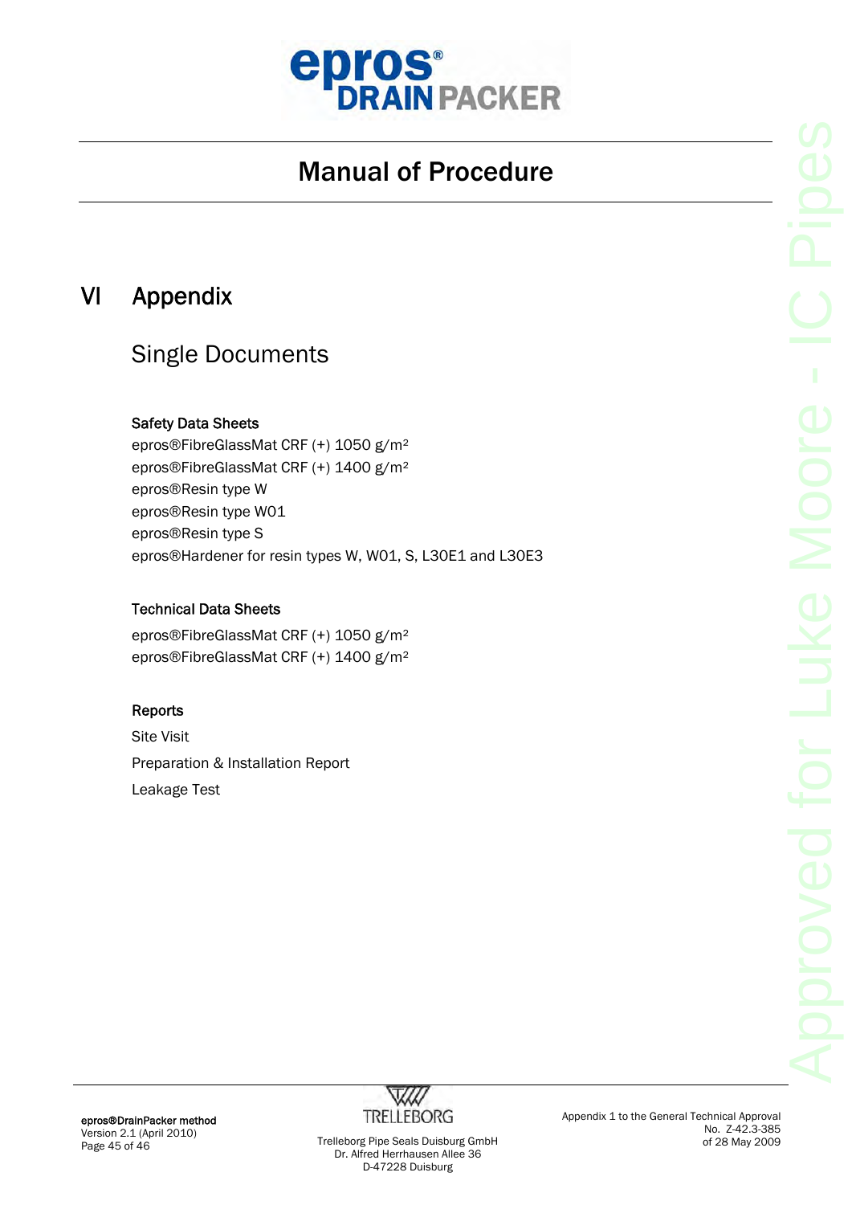# Manual of Procedure

## VI Appendix

### Single Documents

**Safety Data Sheets**

epros®FibreGlassMat CRF (+) 1050 g/m²
epros®FibreGlassMat CRF (+) 1400 g/m²
epros®Resin type W
epros®Resin type W01
epros®Resin type S
epros®Hardener for resin types W, W01, S, L30E1 and L30E3

**Technical Data Sheets**

epros®FibreGlassMat CRF (+) 1050 g/m²
epros®FibreGlassMat CRF (+) 1400 g/m²

**Reports**

Site Visit
Preparation & Installation Report
Leakage Test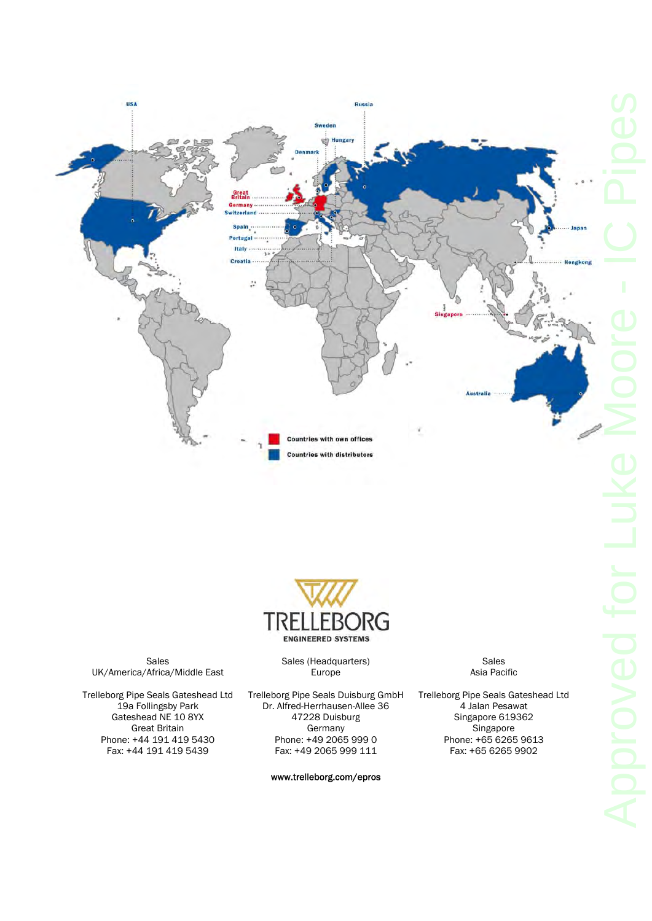USA

Russia

Sweden

Hungary

Denmark

Great Britain

Germany

Switzerland

Spain

Portugal

Italy

Croatia

Japan

Hongkong

Singapore

Australia

Countries with own offices

Countries with distributors

TRELLEBORG

ENGINEERED SYSTEMS

Sales
UK/America/Africa/Middle East

Trelleborg Pipe Seals Gateshead Ltd
19a Follingsby Park
Gateshead NE 10 8YX
Great Britain
Phone: +44 191 419 5430
Fax: +44 191 419 5439

Sales (Headquarters)
Europe

Trelleborg Pipe Seals Duisburg GmbH
Dr. Alfred-Herrhausen-Allee 36
47228 Duisburg
Germany
Phone: +49 2065 999 0
Fax: +49 2065 999 111

Sales
Asia Pacific

Trelleborg Pipe Seals Gateshead Ltd
4 Jalan Pesawat
Singapore 619362
Singapore
Phone: +65 6265 9613
Fax: +65 6265 9902

www.trelleborg.com/epros

Approved for Luke Moore - IC Pipes